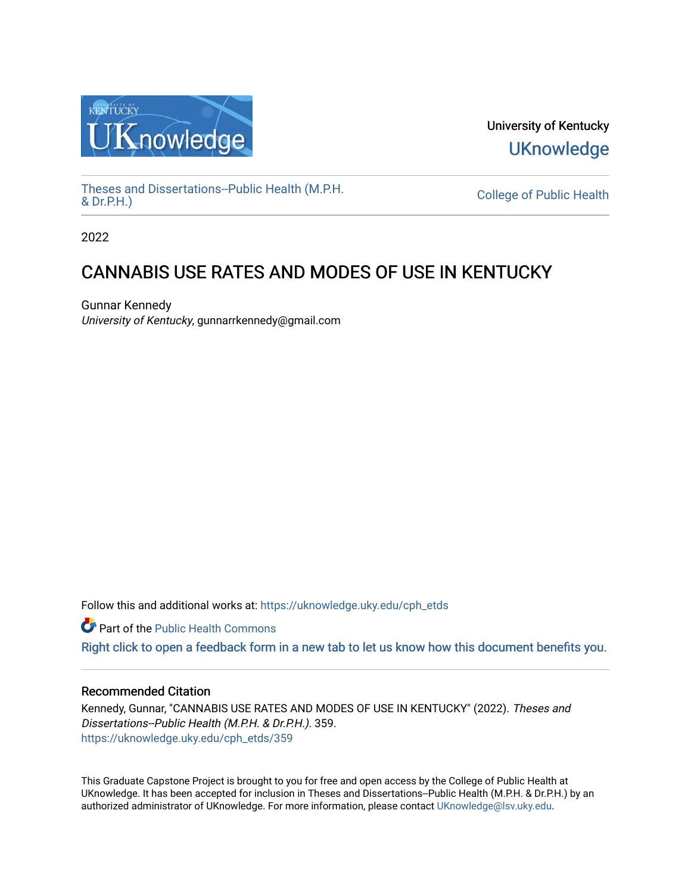University of Kentucky

UKnowledge

Theses and Dissertations--Public Health (M.P.H. & Dr.P.H.)

College of Public Health

2022

# CANNABIS USE RATES AND MODES OF USE IN KENTUCKY

Gunnar Kennedy

*University of Kentucky*, gunnarrkennedy@gmail.com

Follow this and additional works at: https://uknowledge.uky.edu/cph_etds

Part of the Public Health Commons

Right click to open a feedback form in a new tab to let us know how this document benefits you.

## Recommended Citation

Kennedy, Gunnar, "CANNABIS USE RATES AND MODES OF USE IN KENTUCKY" (2022). *Theses and Dissertations--Public Health (M.P.H. & Dr.P.H.)*. 359.
https://uknowledge.uky.edu/cph_etds/359

This Graduate Capstone Project is brought to you for free and open access by the College of Public Health at UKnowledge. It has been accepted for inclusion in Theses and Dissertations--Public Health (M.P.H. & Dr.P.H.) by an authorized administrator of UKnowledge. For more information, please contact UKnowledge@lsv.uky.edu.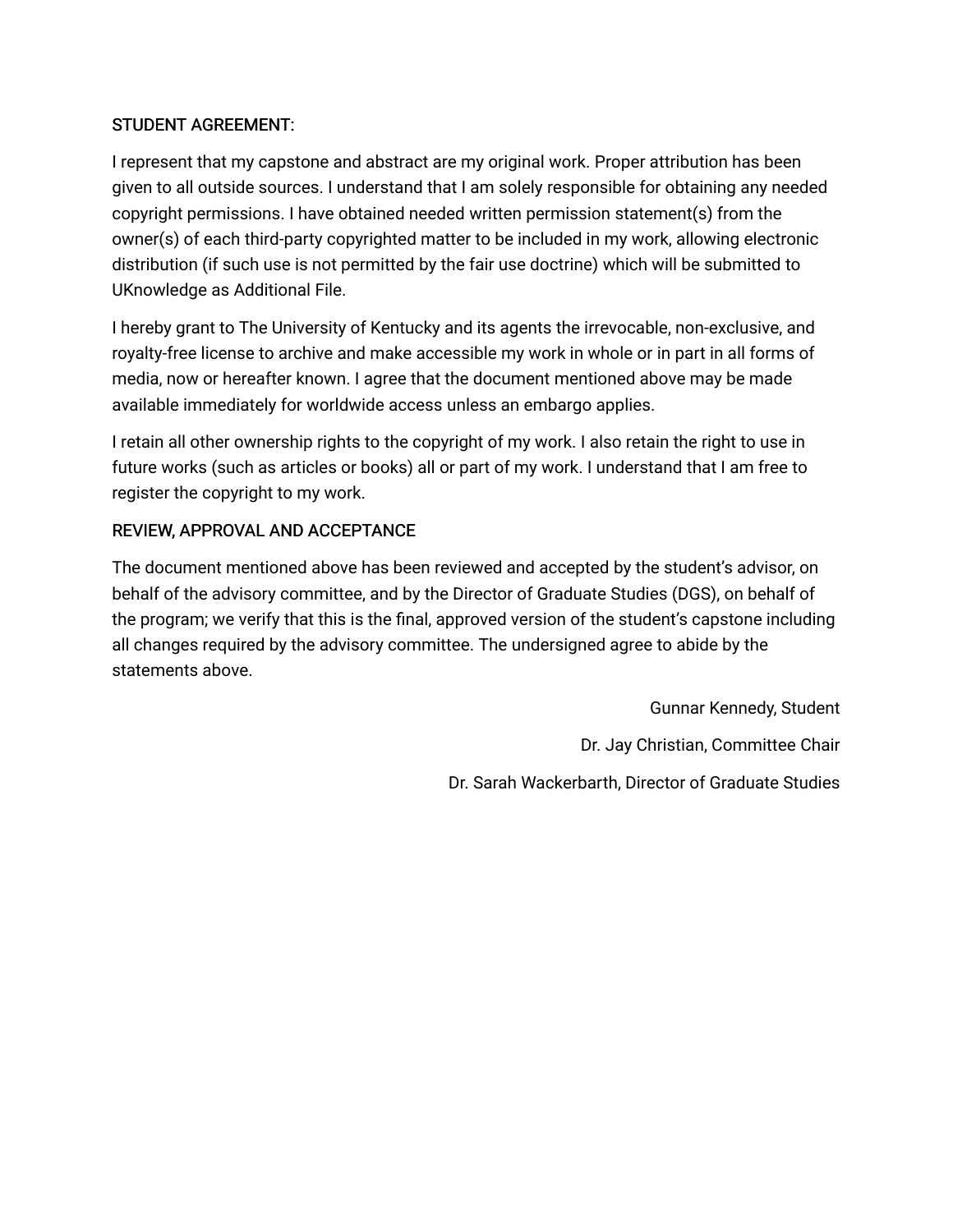STUDENT AGREEMENT:

I represent that my capstone and abstract are my original work. Proper attribution has been given to all outside sources. I understand that I am solely responsible for obtaining any needed copyright permissions. I have obtained needed written permission statement(s) from the owner(s) of each third-party copyrighted matter to be included in my work, allowing electronic distribution (if such use is not permitted by the fair use doctrine) which will be submitted to UKnowledge as Additional File.

I hereby grant to The University of Kentucky and its agents the irrevocable, non-exclusive, and royalty-free license to archive and make accessible my work in whole or in part in all forms of media, now or hereafter known. I agree that the document mentioned above may be made available immediately for worldwide access unless an embargo applies.

I retain all other ownership rights to the copyright of my work. I also retain the right to use in future works (such as articles or books) all or part of my work. I understand that I am free to register the copyright to my work.

REVIEW, APPROVAL AND ACCEPTANCE

The document mentioned above has been reviewed and accepted by the student's advisor, on behalf of the advisory committee, and by the Director of Graduate Studies (DGS), on behalf of the program; we verify that this is the final, approved version of the student's capstone including all changes required by the advisory committee. The undersigned agree to abide by the statements above.

Gunnar Kennedy, Student

Dr. Jay Christian, Committee Chair

Dr. Sarah Wackerbarth, Director of Graduate Studies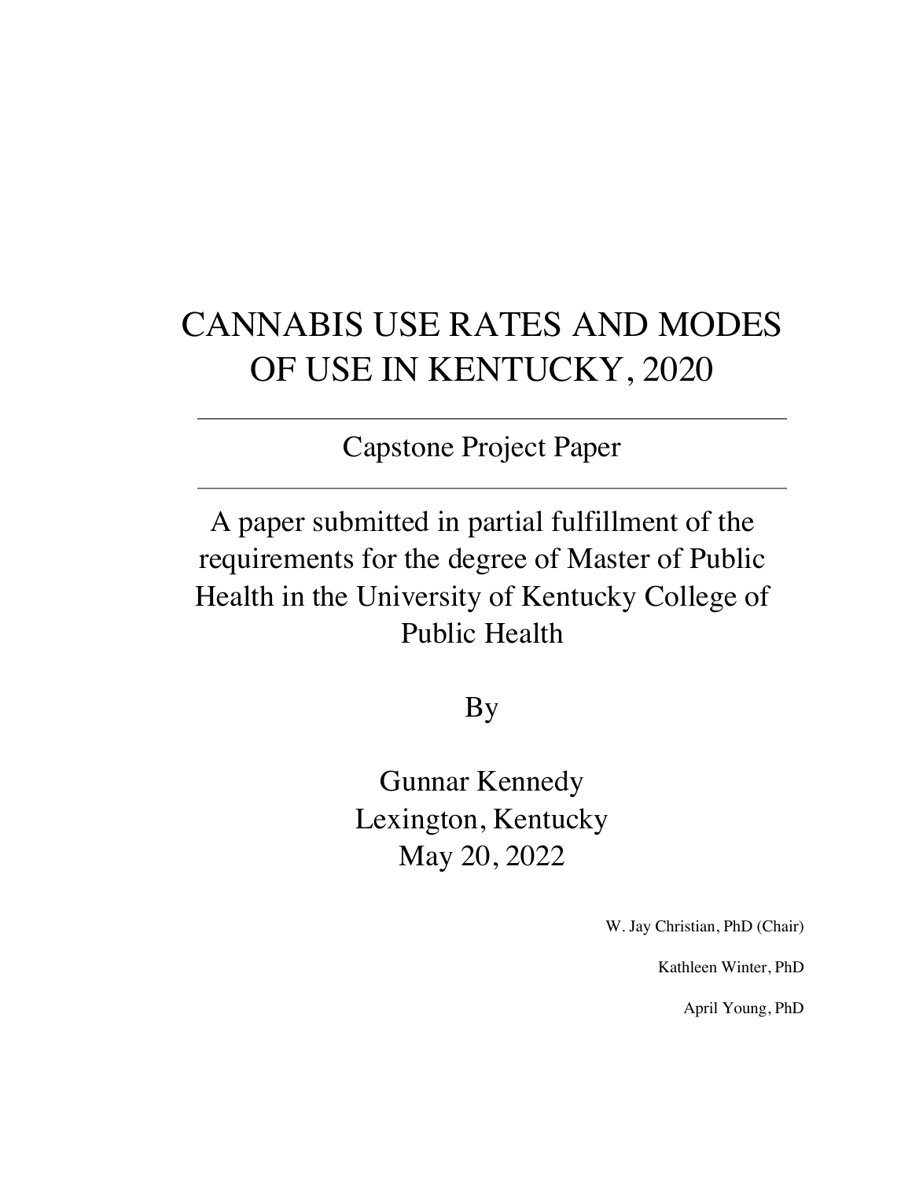# CANNABIS USE RATES AND MODES OF USE IN KENTUCKY, 2020

---

Capstone Project Paper

---

A paper submitted in partial fulfillment of the requirements for the degree of Master of Public Health in the University of Kentucky College of Public Health

By

Gunnar Kennedy
Lexington, Kentucky
May 20, 2022

W. Jay Christian, PhD (Chair)

Kathleen Winter, PhD

April Young, PhD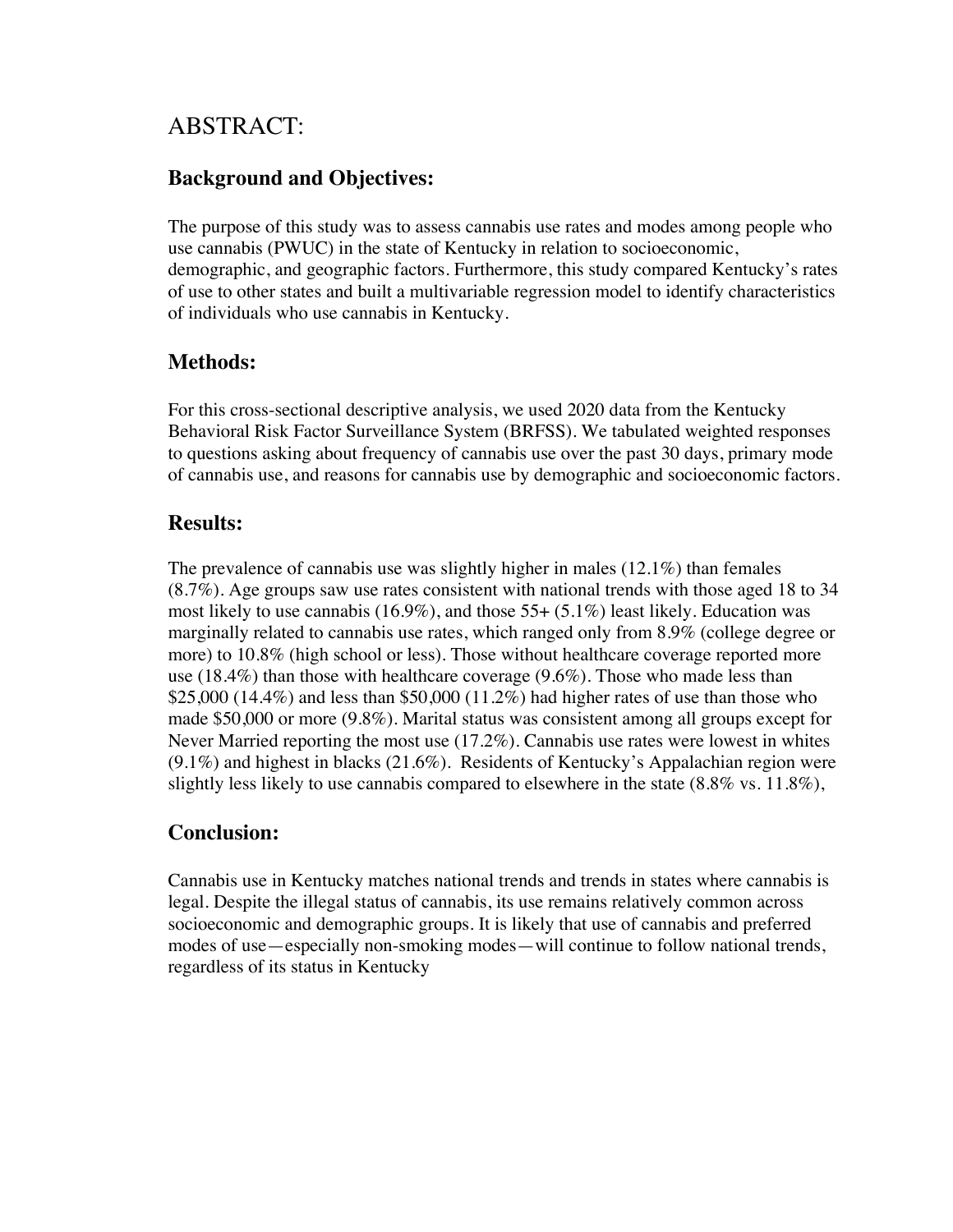# ABSTRACT:

## Background and Objectives:

The purpose of this study was to assess cannabis use rates and modes among people who use cannabis (PWUC) in the state of Kentucky in relation to socioeconomic, demographic, and geographic factors. Furthermore, this study compared Kentucky's rates of use to other states and built a multivariable regression model to identify characteristics of individuals who use cannabis in Kentucky.

## Methods:

For this cross-sectional descriptive analysis, we used 2020 data from the Kentucky Behavioral Risk Factor Surveillance System (BRFSS). We tabulated weighted responses to questions asking about frequency of cannabis use over the past 30 days, primary mode of cannabis use, and reasons for cannabis use by demographic and socioeconomic factors.

## Results:

The prevalence of cannabis use was slightly higher in males (12.1%) than females (8.7%). Age groups saw use rates consistent with national trends with those aged 18 to 34 most likely to use cannabis (16.9%), and those 55+ (5.1%) least likely. Education was marginally related to cannabis use rates, which ranged only from 8.9% (college degree or more) to 10.8% (high school or less). Those without healthcare coverage reported more use (18.4%) than those with healthcare coverage (9.6%). Those who made less than $25,000 (14.4%) and less than $50,000 (11.2%) had higher rates of use than those who made $50,000 or more (9.8%). Marital status was consistent among all groups except for Never Married reporting the most use (17.2%). Cannabis use rates were lowest in whites (9.1%) and highest in blacks (21.6%). Residents of Kentucky's Appalachian region were slightly less likely to use cannabis compared to elsewhere in the state (8.8% vs. 11.8%),

## Conclusion:

Cannabis use in Kentucky matches national trends and trends in states where cannabis is legal. Despite the illegal status of cannabis, its use remains relatively common across socioeconomic and demographic groups. It is likely that use of cannabis and preferred modes of use—especially non-smoking modes—will continue to follow national trends, regardless of its status in Kentucky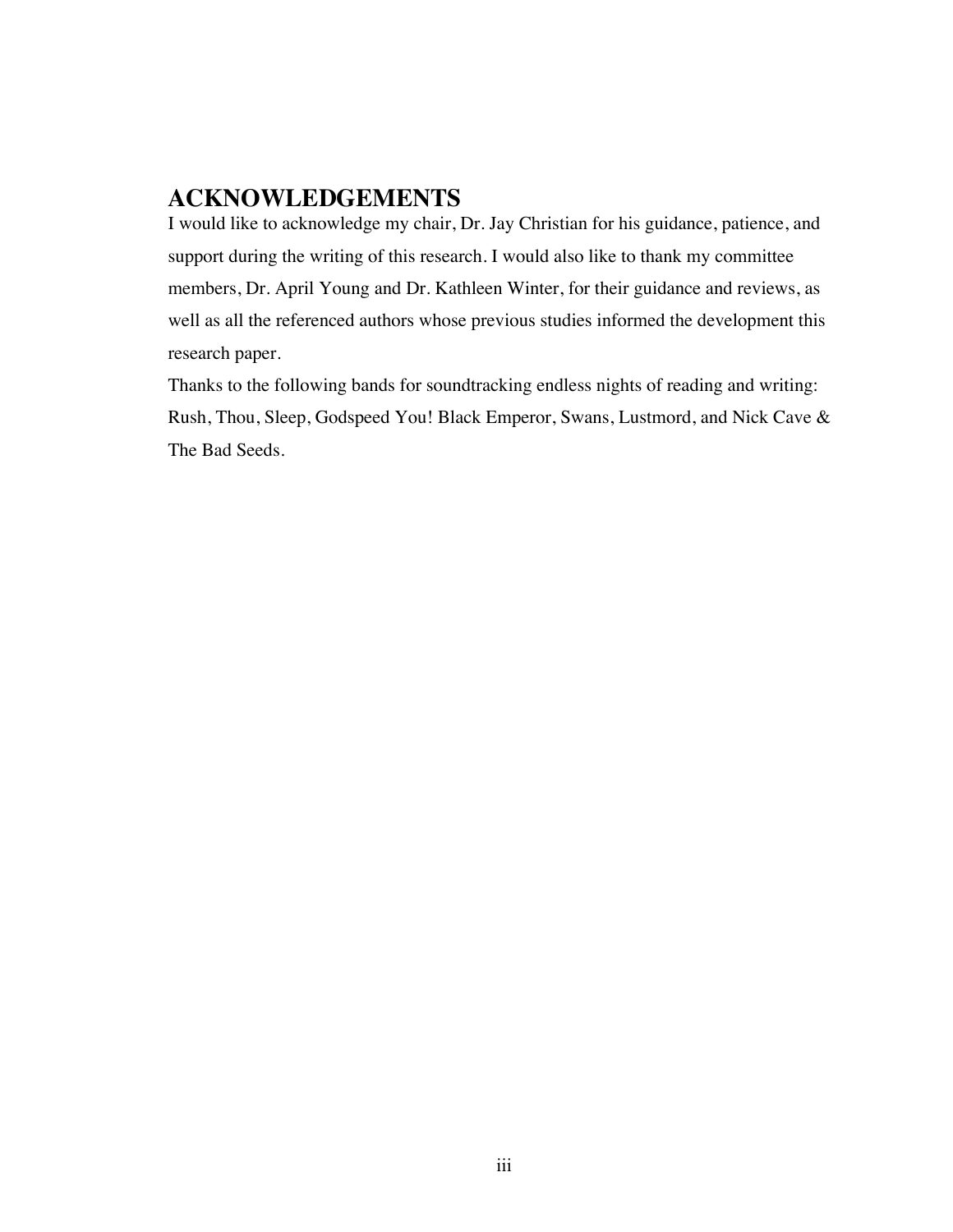# ACKNOWLEDGEMENTS

I would like to acknowledge my chair, Dr. Jay Christian for his guidance, patience, and support during the writing of this research. I would also like to thank my committee members, Dr. April Young and Dr. Kathleen Winter, for their guidance and reviews, as well as all the referenced authors whose previous studies informed the development this research paper.

Thanks to the following bands for soundtracking endless nights of reading and writing: Rush, Thou, Sleep, Godspeed You! Black Emperor, Swans, Lustmord, and Nick Cave & The Bad Seeds.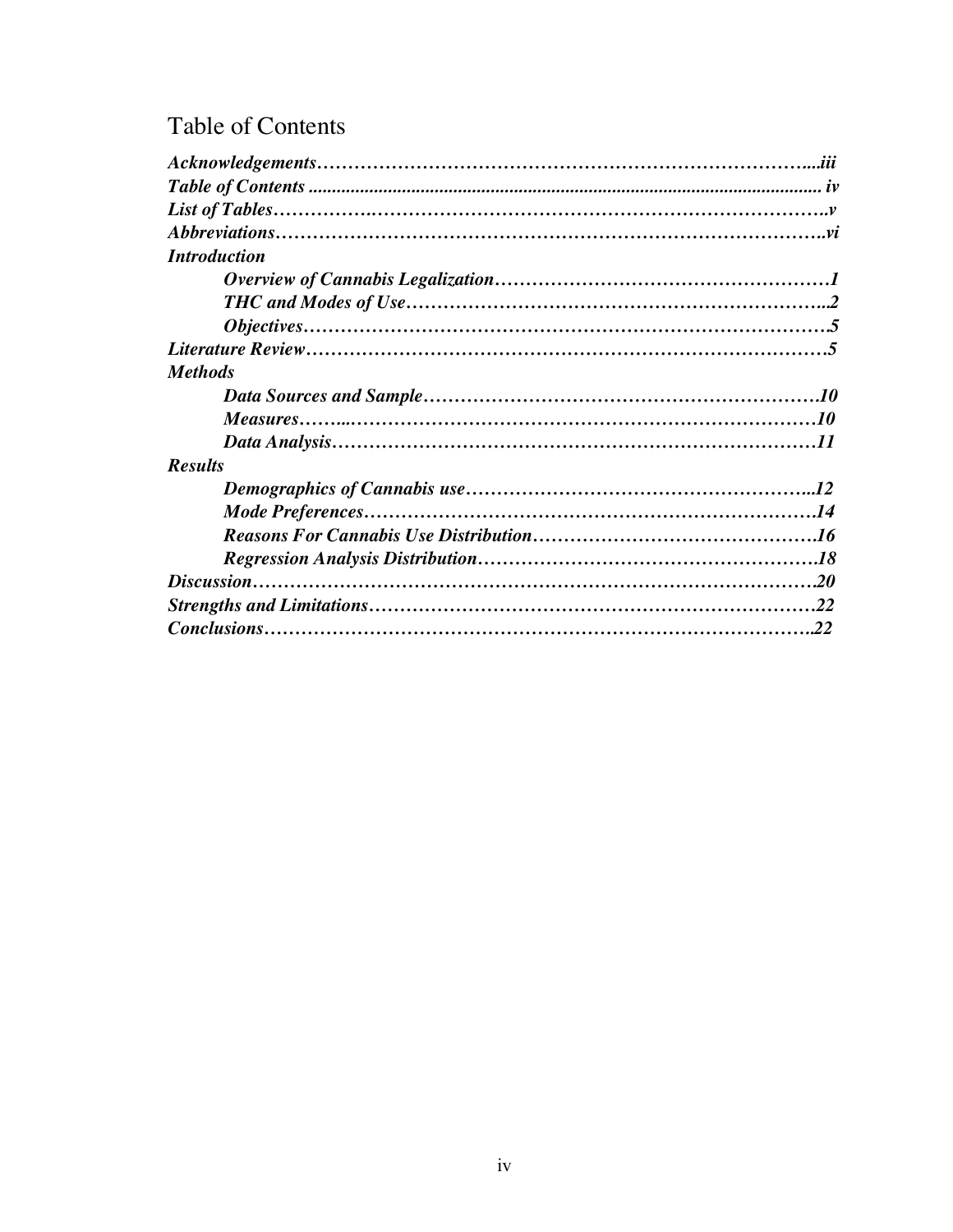# Table of Contents

*Acknowledgements……………………………………………………………………...iii*
*Table of Contents .............................................................................................................. iv*
*List of Tables……………..……………………………………………………………..v*
*Abbreviations…………………………………………………………………………..vi*
*Introduction*
*Overview of Cannabis Legalization………………………………………………1*
*THC and Modes of Use…………………………………………………………..2*
*Objectives…………………………………………………………………………5*
*Literature Review…………………………………………………………………………5*
*Methods*
*Data Sources and Sample…………………………………………………………10*
*Measures……...……………………………………………………………………10*
*Data Analysis………………………………………………………………………11*
*Results*
*Demographics of Cannabis use…………………………………………………..12*
*Mode Preferences…………………………………………………………………14*
*Reasons For Cannabis Use Distribution…………………………………………16*
*Regression Analysis Distribution…………………………………………………18*
*Discussion…………………………………………………………………………………20*
*Strengths and Limitations…………………………………………………………………22*
*Conclusions……………………………………………………………………………….22*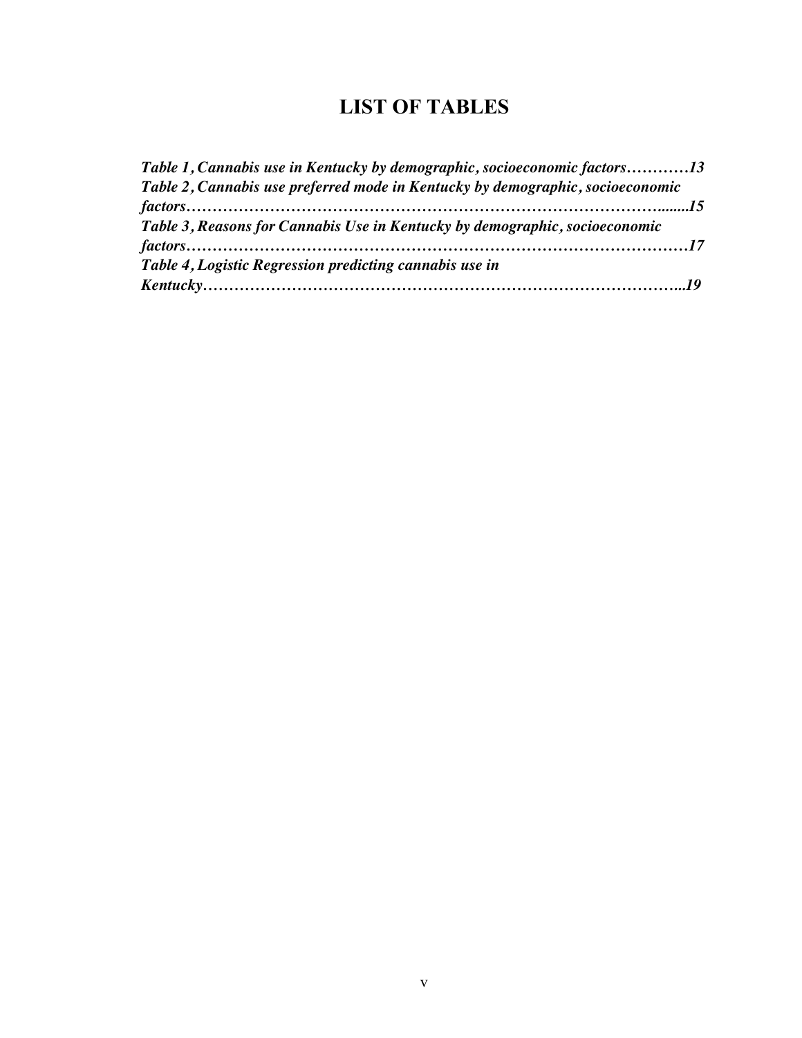# LIST OF TABLES

*Table 1, Cannabis use in Kentucky by demographic, socioeconomic factors…………13*

*Table 2, Cannabis use preferred mode in Kentucky by demographic, socioeconomic factors……………………………………………………………………………….......15*

*Table 3, Reasons for Cannabis Use in Kentucky by demographic, socioeconomic factors…………………………………………………………………………………17*

*Table 4, Logistic Regression predicting cannabis use in Kentucky………………………………………………………………………………..19*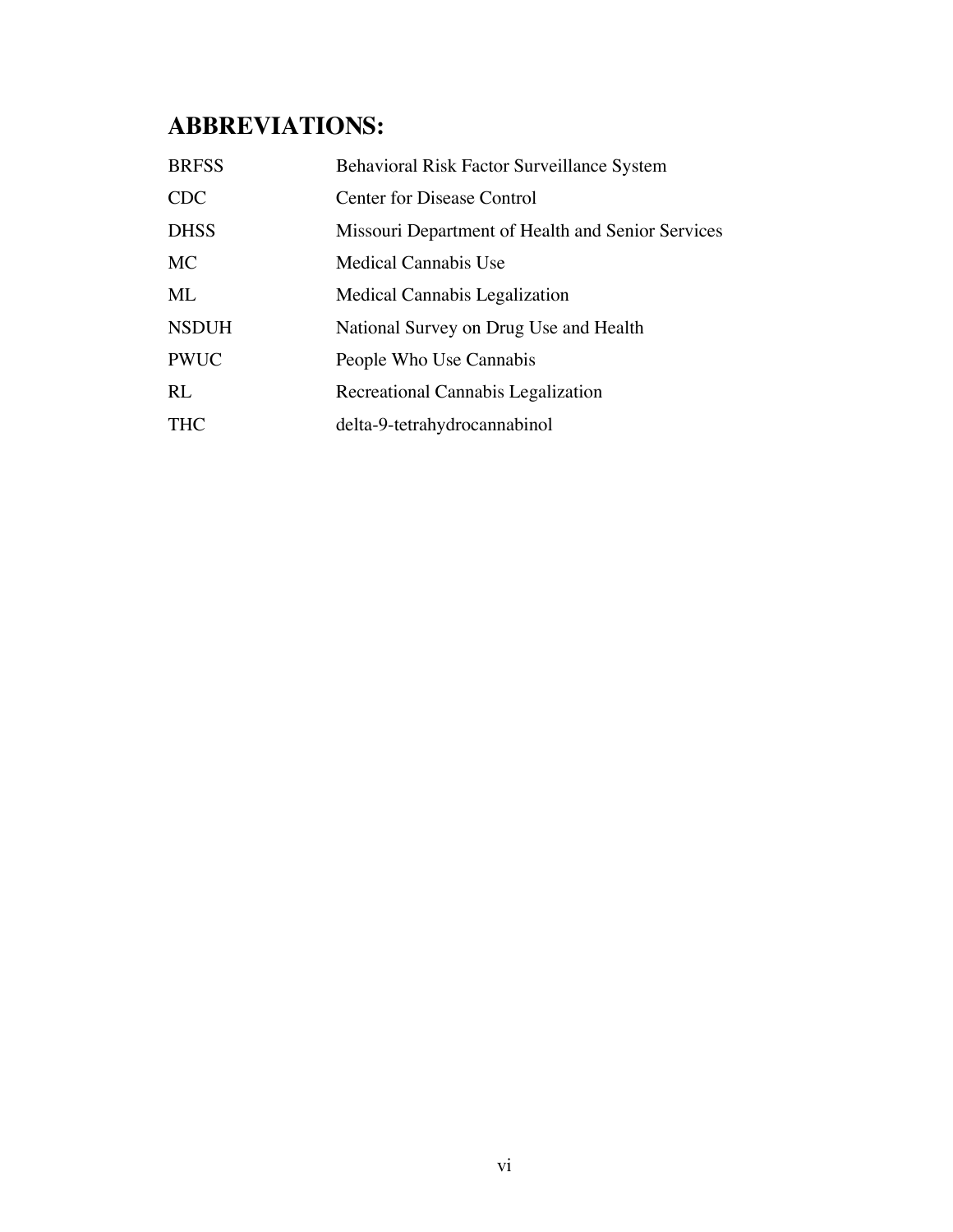## ABBREVIATIONS:

| | |
|---|---|
| BRFSS | Behavioral Risk Factor Surveillance System |
| CDC | Center for Disease Control |
| DHSS | Missouri Department of Health and Senior Services |
| MC | Medical Cannabis Use |
| ML | Medical Cannabis Legalization |
| NSDUH | National Survey on Drug Use and Health |
| PWUC | People Who Use Cannabis |
| RL | Recreational Cannabis Legalization |
| THC | delta-9-tetrahydrocannabinol |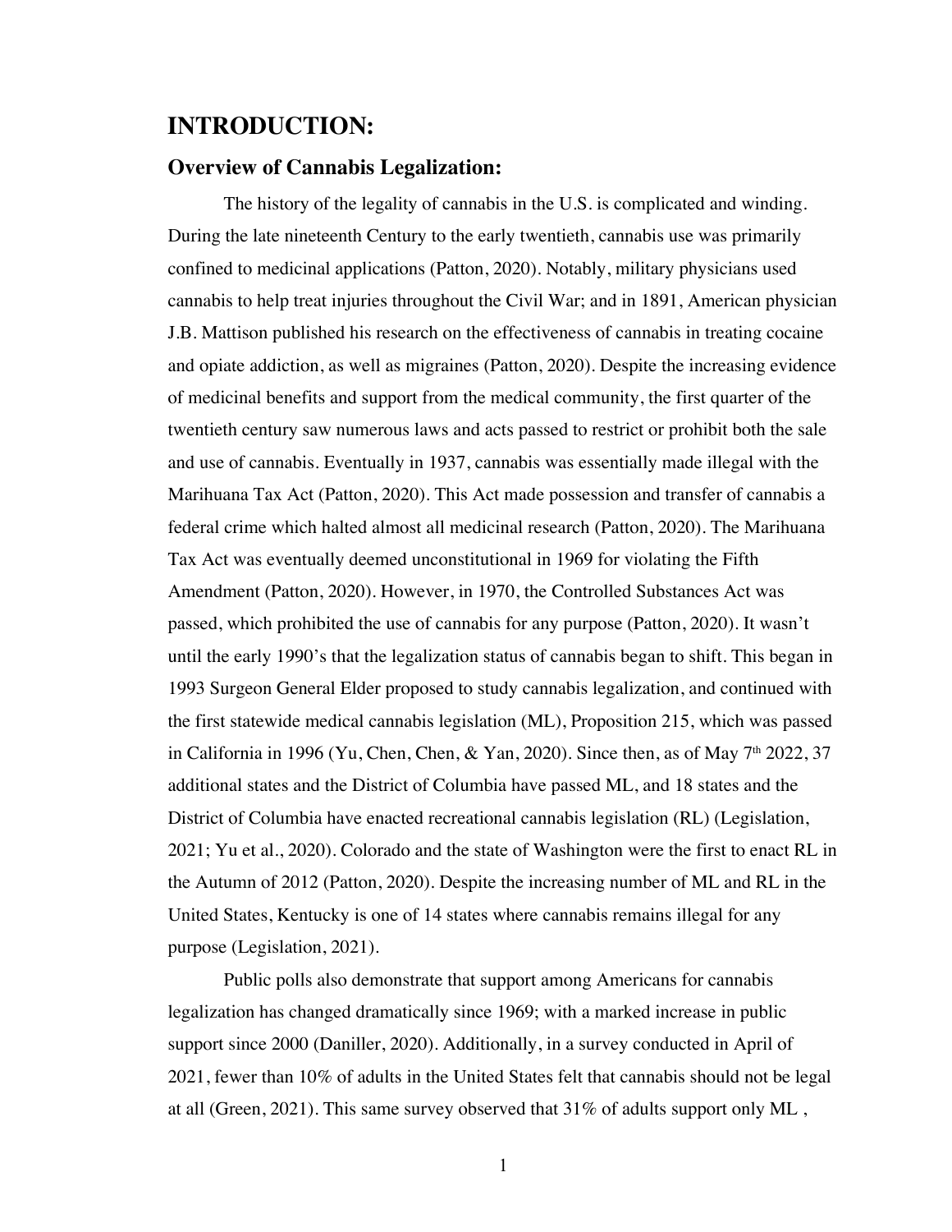# INTRODUCTION:

## Overview of Cannabis Legalization:

The history of the legality of cannabis in the U.S. is complicated and winding. During the late nineteenth Century to the early twentieth, cannabis use was primarily confined to medicinal applications (Patton, 2020). Notably, military physicians used cannabis to help treat injuries throughout the Civil War; and in 1891, American physician J.B. Mattison published his research on the effectiveness of cannabis in treating cocaine and opiate addiction, as well as migraines (Patton, 2020). Despite the increasing evidence of medicinal benefits and support from the medical community, the first quarter of the twentieth century saw numerous laws and acts passed to restrict or prohibit both the sale and use of cannabis. Eventually in 1937, cannabis was essentially made illegal with the Marihuana Tax Act (Patton, 2020). This Act made possession and transfer of cannabis a federal crime which halted almost all medicinal research (Patton, 2020). The Marihuana Tax Act was eventually deemed unconstitutional in 1969 for violating the Fifth Amendment (Patton, 2020). However, in 1970, the Controlled Substances Act was passed, which prohibited the use of cannabis for any purpose (Patton, 2020). It wasn't until the early 1990's that the legalization status of cannabis began to shift. This began in 1993 Surgeon General Elder proposed to study cannabis legalization, and continued with the first statewide medical cannabis legislation (ML), Proposition 215, which was passed in California in 1996 (Yu, Chen, Chen, & Yan, 2020). Since then, as of May 7th 2022, 37 additional states and the District of Columbia have passed ML, and 18 states and the District of Columbia have enacted recreational cannabis legislation (RL) (Legislation, 2021; Yu et al., 2020). Colorado and the state of Washington were the first to enact RL in the Autumn of 2012 (Patton, 2020). Despite the increasing number of ML and RL in the United States, Kentucky is one of 14 states where cannabis remains illegal for any purpose (Legislation, 2021).

Public polls also demonstrate that support among Americans for cannabis legalization has changed dramatically since 1969; with a marked increase in public support since 2000 (Daniller, 2020). Additionally, in a survey conducted in April of 2021, fewer than 10% of adults in the United States felt that cannabis should not be legal at all (Green, 2021). This same survey observed that 31% of adults support only ML ,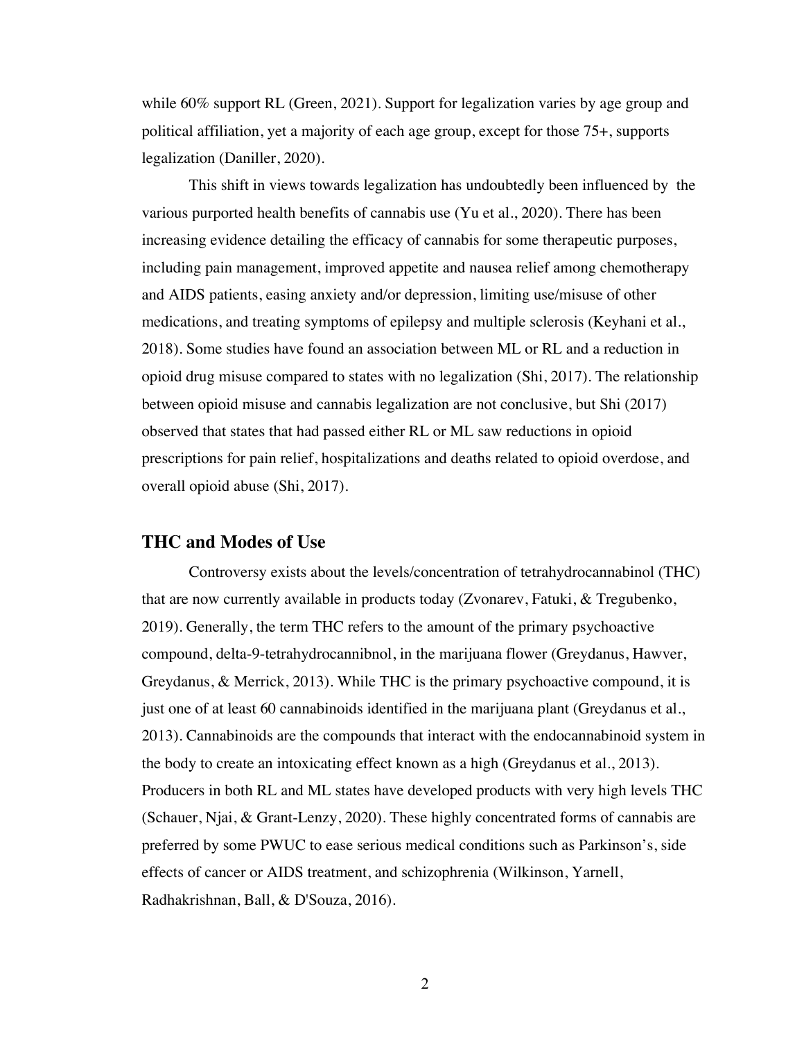while 60% support RL (Green, 2021). Support for legalization varies by age group and political affiliation, yet a majority of each age group, except for those 75+, supports legalization (Daniller, 2020).

This shift in views towards legalization has undoubtedly been influenced by the various purported health benefits of cannabis use (Yu et al., 2020). There has been increasing evidence detailing the efficacy of cannabis for some therapeutic purposes, including pain management, improved appetite and nausea relief among chemotherapy and AIDS patients, easing anxiety and/or depression, limiting use/misuse of other medications, and treating symptoms of epilepsy and multiple sclerosis (Keyhani et al., 2018). Some studies have found an association between ML or RL and a reduction in opioid drug misuse compared to states with no legalization (Shi, 2017). The relationship between opioid misuse and cannabis legalization are not conclusive, but Shi (2017) observed that states that had passed either RL or ML saw reductions in opioid prescriptions for pain relief, hospitalizations and deaths related to opioid overdose, and overall opioid abuse (Shi, 2017).

## THC and Modes of Use

Controversy exists about the levels/concentration of tetrahydrocannabinol (THC) that are now currently available in products today (Zvonarev, Fatuki, & Tregubenko, 2019). Generally, the term THC refers to the amount of the primary psychoactive compound, delta-9-tetrahydrocannibnol, in the marijuana flower (Greydanus, Hawver, Greydanus, & Merrick, 2013). While THC is the primary psychoactive compound, it is just one of at least 60 cannabinoids identified in the marijuana plant (Greydanus et al., 2013). Cannabinoids are the compounds that interact with the endocannabinoid system in the body to create an intoxicating effect known as a high (Greydanus et al., 2013). Producers in both RL and ML states have developed products with very high levels THC (Schauer, Njai, & Grant-Lenzy, 2020). These highly concentrated forms of cannabis are preferred by some PWUC to ease serious medical conditions such as Parkinson's, side effects of cancer or AIDS treatment, and schizophrenia (Wilkinson, Yarnell, Radhakrishnan, Ball, & D'Souza, 2016).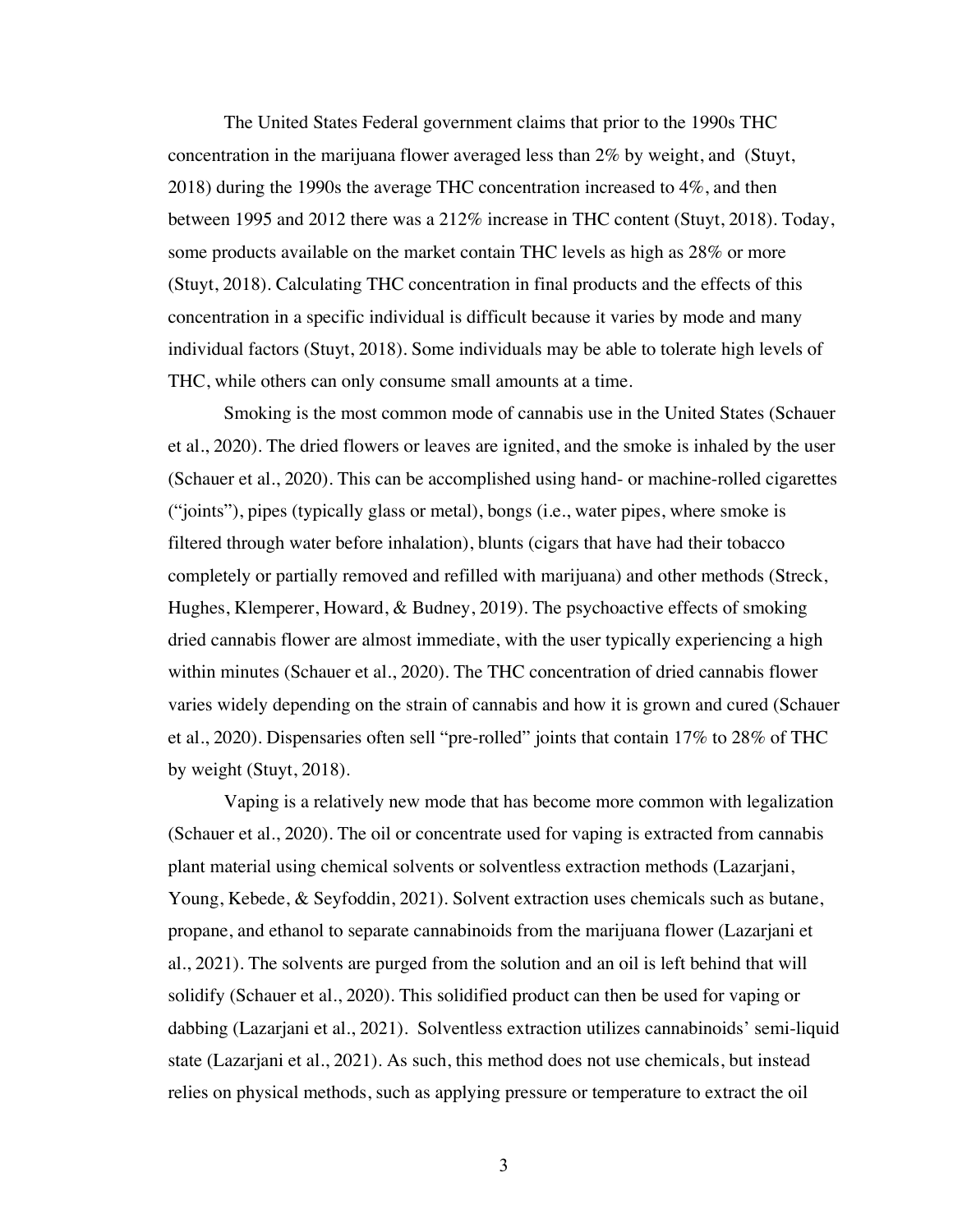The United States Federal government claims that prior to the 1990s THC concentration in the marijuana flower averaged less than 2% by weight, and (Stuyt, 2018) during the 1990s the average THC concentration increased to 4%, and then between 1995 and 2012 there was a 212% increase in THC content (Stuyt, 2018). Today, some products available on the market contain THC levels as high as 28% or more (Stuyt, 2018). Calculating THC concentration in final products and the effects of this concentration in a specific individual is difficult because it varies by mode and many individual factors (Stuyt, 2018). Some individuals may be able to tolerate high levels of THC, while others can only consume small amounts at a time.

Smoking is the most common mode of cannabis use in the United States (Schauer et al., 2020). The dried flowers or leaves are ignited, and the smoke is inhaled by the user (Schauer et al., 2020). This can be accomplished using hand- or machine-rolled cigarettes ("joints"), pipes (typically glass or metal), bongs (i.e., water pipes, where smoke is filtered through water before inhalation), blunts (cigars that have had their tobacco completely or partially removed and refilled with marijuana) and other methods (Streck, Hughes, Klemperer, Howard, & Budney, 2019). The psychoactive effects of smoking dried cannabis flower are almost immediate, with the user typically experiencing a high within minutes (Schauer et al., 2020). The THC concentration of dried cannabis flower varies widely depending on the strain of cannabis and how it is grown and cured (Schauer et al., 2020). Dispensaries often sell "pre-rolled" joints that contain 17% to 28% of THC by weight (Stuyt, 2018).

Vaping is a relatively new mode that has become more common with legalization (Schauer et al., 2020). The oil or concentrate used for vaping is extracted from cannabis plant material using chemical solvents or solventless extraction methods (Lazarjani, Young, Kebede, & Seyfoddin, 2021). Solvent extraction uses chemicals such as butane, propane, and ethanol to separate cannabinoids from the marijuana flower (Lazarjani et al., 2021). The solvents are purged from the solution and an oil is left behind that will solidify (Schauer et al., 2020). This solidified product can then be used for vaping or dabbing (Lazarjani et al., 2021). Solventless extraction utilizes cannabinoids' semi-liquid state (Lazarjani et al., 2021). As such, this method does not use chemicals, but instead relies on physical methods, such as applying pressure or temperature to extract the oil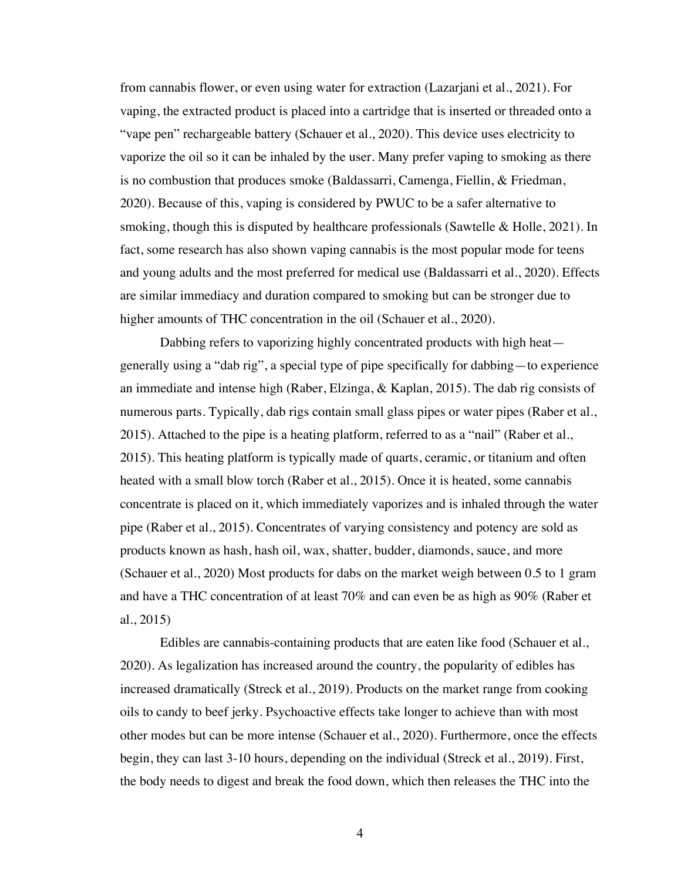from cannabis flower, or even using water for extraction (Lazarjani et al., 2021). For vaping, the extracted product is placed into a cartridge that is inserted or threaded onto a "vape pen" rechargeable battery (Schauer et al., 2020). This device uses electricity to vaporize the oil so it can be inhaled by the user. Many prefer vaping to smoking as there is no combustion that produces smoke (Baldassarri, Camenga, Fiellin, & Friedman, 2020). Because of this, vaping is considered by PWUC to be a safer alternative to smoking, though this is disputed by healthcare professionals (Sawtelle & Holle, 2021). In fact, some research has also shown vaping cannabis is the most popular mode for teens and young adults and the most preferred for medical use (Baldassarri et al., 2020). Effects are similar immediacy and duration compared to smoking but can be stronger due to higher amounts of THC concentration in the oil (Schauer et al., 2020).

Dabbing refers to vaporizing highly concentrated products with high heat—generally using a "dab rig", a special type of pipe specifically for dabbing—to experience an immediate and intense high (Raber, Elzinga, & Kaplan, 2015). The dab rig consists of numerous parts. Typically, dab rigs contain small glass pipes or water pipes (Raber et al., 2015). Attached to the pipe is a heating platform, referred to as a "nail" (Raber et al., 2015). This heating platform is typically made of quarts, ceramic, or titanium and often heated with a small blow torch (Raber et al., 2015). Once it is heated, some cannabis concentrate is placed on it, which immediately vaporizes and is inhaled through the water pipe (Raber et al., 2015). Concentrates of varying consistency and potency are sold as products known as hash, hash oil, wax, shatter, budder, diamonds, sauce, and more (Schauer et al., 2020) Most products for dabs on the market weigh between 0.5 to 1 gram and have a THC concentration of at least 70% and can even be as high as 90% (Raber et al., 2015)

Edibles are cannabis-containing products that are eaten like food (Schauer et al., 2020). As legalization has increased around the country, the popularity of edibles has increased dramatically (Streck et al., 2019). Products on the market range from cooking oils to candy to beef jerky. Psychoactive effects take longer to achieve than with most other modes but can be more intense (Schauer et al., 2020). Furthermore, once the effects begin, they can last 3-10 hours, depending on the individual (Streck et al., 2019). First, the body needs to digest and break the food down, which then releases the THC into the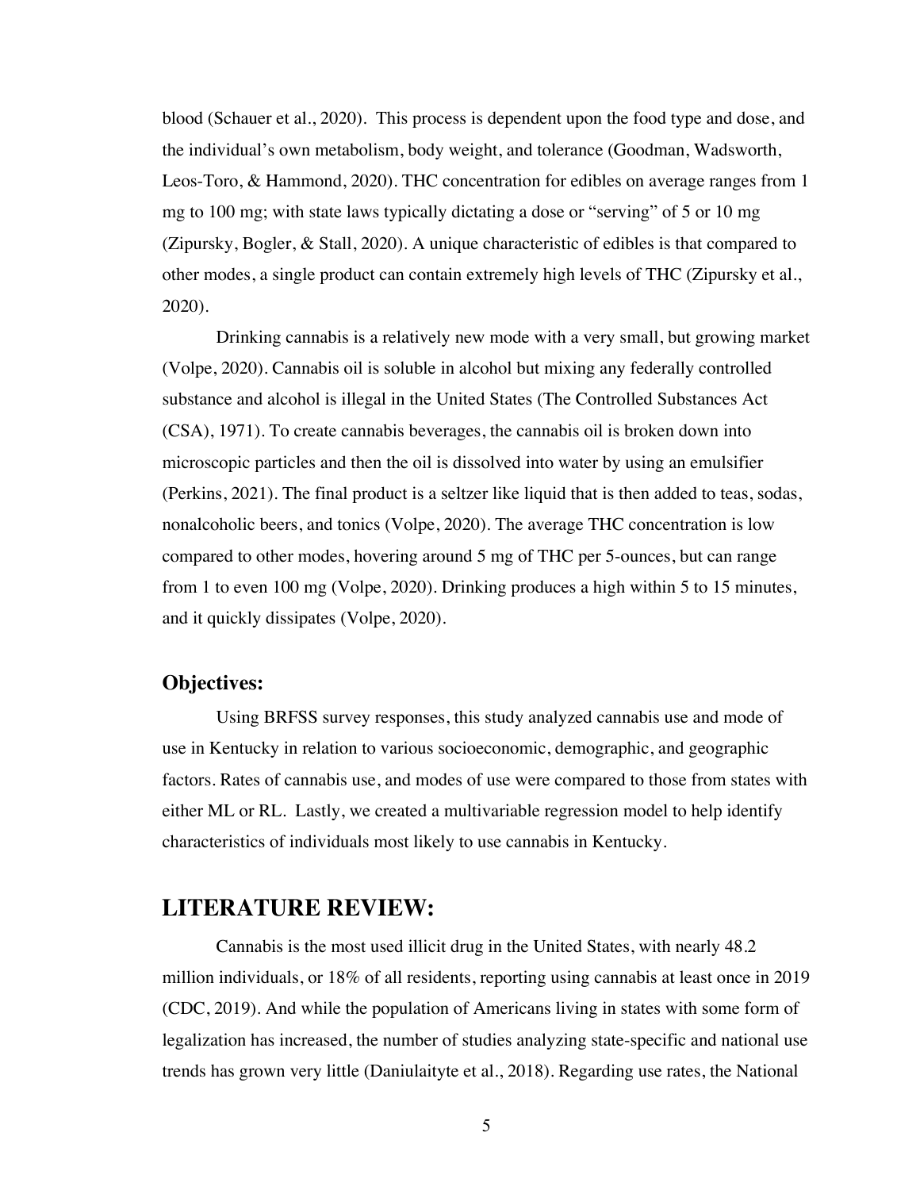blood (Schauer et al., 2020). This process is dependent upon the food type and dose, and the individual's own metabolism, body weight, and tolerance (Goodman, Wadsworth, Leos-Toro, & Hammond, 2020). THC concentration for edibles on average ranges from 1 mg to 100 mg; with state laws typically dictating a dose or "serving" of 5 or 10 mg (Zipursky, Bogler, & Stall, 2020). A unique characteristic of edibles is that compared to other modes, a single product can contain extremely high levels of THC (Zipursky et al., 2020).

Drinking cannabis is a relatively new mode with a very small, but growing market (Volpe, 2020). Cannabis oil is soluble in alcohol but mixing any federally controlled substance and alcohol is illegal in the United States (The Controlled Substances Act (CSA), 1971). To create cannabis beverages, the cannabis oil is broken down into microscopic particles and then the oil is dissolved into water by using an emulsifier (Perkins, 2021). The final product is a seltzer like liquid that is then added to teas, sodas, nonalcoholic beers, and tonics (Volpe, 2020). The average THC concentration is low compared to other modes, hovering around 5 mg of THC per 5-ounces, but can range from 1 to even 100 mg (Volpe, 2020). Drinking produces a high within 5 to 15 minutes, and it quickly dissipates (Volpe, 2020).

### Objectives:

Using BRFSS survey responses, this study analyzed cannabis use and mode of use in Kentucky in relation to various socioeconomic, demographic, and geographic factors. Rates of cannabis use, and modes of use were compared to those from states with either ML or RL. Lastly, we created a multivariable regression model to help identify characteristics of individuals most likely to use cannabis in Kentucky.

## LITERATURE REVIEW:

Cannabis is the most used illicit drug in the United States, with nearly 48.2 million individuals, or 18% of all residents, reporting using cannabis at least once in 2019 (CDC, 2019). And while the population of Americans living in states with some form of legalization has increased, the number of studies analyzing state-specific and national use trends has grown very little (Daniulaityte et al., 2018). Regarding use rates, the National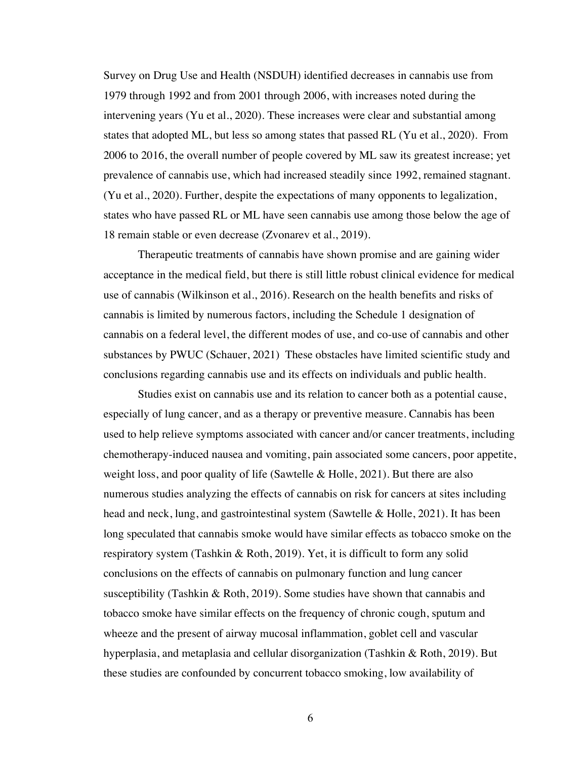Survey on Drug Use and Health (NSDUH) identified decreases in cannabis use from 1979 through 1992 and from 2001 through 2006, with increases noted during the intervening years (Yu et al., 2020). These increases were clear and substantial among states that adopted ML, but less so among states that passed RL (Yu et al., 2020). From 2006 to 2016, the overall number of people covered by ML saw its greatest increase; yet prevalence of cannabis use, which had increased steadily since 1992, remained stagnant. (Yu et al., 2020). Further, despite the expectations of many opponents to legalization, states who have passed RL or ML have seen cannabis use among those below the age of 18 remain stable or even decrease (Zvonarev et al., 2019).

Therapeutic treatments of cannabis have shown promise and are gaining wider acceptance in the medical field, but there is still little robust clinical evidence for medical use of cannabis (Wilkinson et al., 2016). Research on the health benefits and risks of cannabis is limited by numerous factors, including the Schedule 1 designation of cannabis on a federal level, the different modes of use, and co-use of cannabis and other substances by PWUC (Schauer, 2021) These obstacles have limited scientific study and conclusions regarding cannabis use and its effects on individuals and public health.

Studies exist on cannabis use and its relation to cancer both as a potential cause, especially of lung cancer, and as a therapy or preventive measure. Cannabis has been used to help relieve symptoms associated with cancer and/or cancer treatments, including chemotherapy-induced nausea and vomiting, pain associated some cancers, poor appetite, weight loss, and poor quality of life (Sawtelle & Holle, 2021). But there are also numerous studies analyzing the effects of cannabis on risk for cancers at sites including head and neck, lung, and gastrointestinal system (Sawtelle & Holle, 2021). It has been long speculated that cannabis smoke would have similar effects as tobacco smoke on the respiratory system (Tashkin & Roth, 2019). Yet, it is difficult to form any solid conclusions on the effects of cannabis on pulmonary function and lung cancer susceptibility (Tashkin & Roth, 2019). Some studies have shown that cannabis and tobacco smoke have similar effects on the frequency of chronic cough, sputum and wheeze and the present of airway mucosal inflammation, goblet cell and vascular hyperplasia, and metaplasia and cellular disorganization (Tashkin & Roth, 2019). But these studies are confounded by concurrent tobacco smoking, low availability of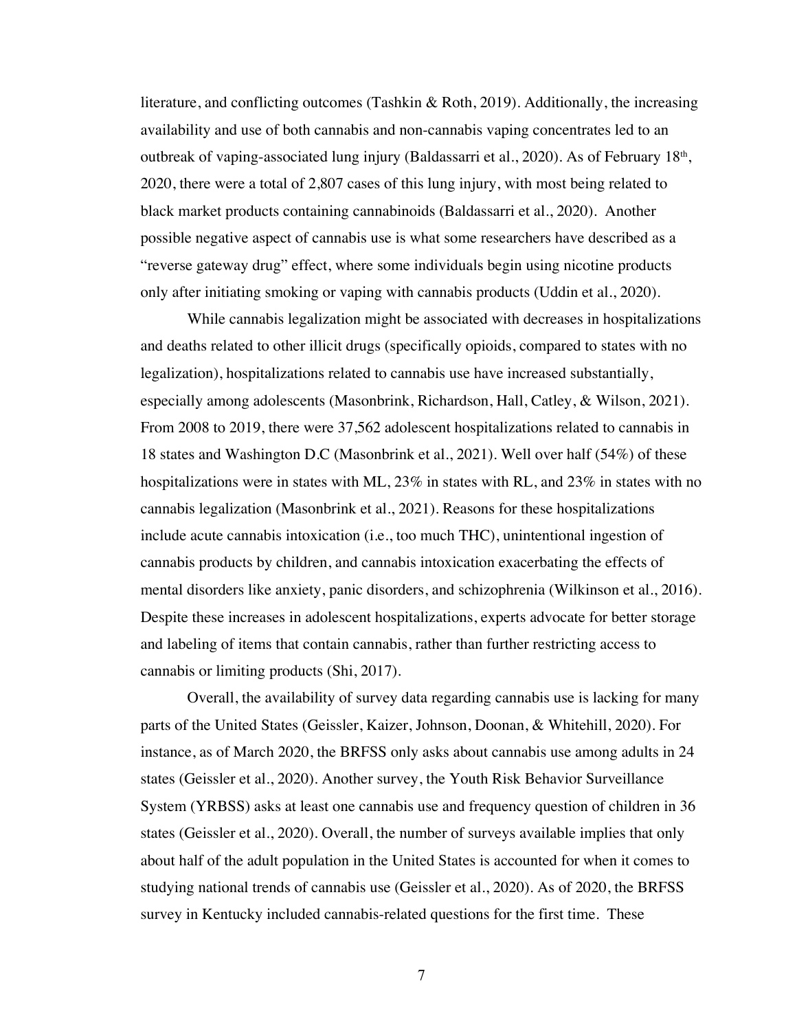literature, and conflicting outcomes (Tashkin & Roth, 2019). Additionally, the increasing availability and use of both cannabis and non-cannabis vaping concentrates led to an outbreak of vaping-associated lung injury (Baldassarri et al., 2020). As of February 18th, 2020, there were a total of 2,807 cases of this lung injury, with most being related to black market products containing cannabinoids (Baldassarri et al., 2020). Another possible negative aspect of cannabis use is what some researchers have described as a "reverse gateway drug" effect, where some individuals begin using nicotine products only after initiating smoking or vaping with cannabis products (Uddin et al., 2020).

While cannabis legalization might be associated with decreases in hospitalizations and deaths related to other illicit drugs (specifically opioids, compared to states with no legalization), hospitalizations related to cannabis use have increased substantially, especially among adolescents (Masonbrink, Richardson, Hall, Catley, & Wilson, 2021). From 2008 to 2019, there were 37,562 adolescent hospitalizations related to cannabis in 18 states and Washington D.C (Masonbrink et al., 2021). Well over half (54%) of these hospitalizations were in states with ML, 23% in states with RL, and 23% in states with no cannabis legalization (Masonbrink et al., 2021). Reasons for these hospitalizations include acute cannabis intoxication (i.e., too much THC), unintentional ingestion of cannabis products by children, and cannabis intoxication exacerbating the effects of mental disorders like anxiety, panic disorders, and schizophrenia (Wilkinson et al., 2016). Despite these increases in adolescent hospitalizations, experts advocate for better storage and labeling of items that contain cannabis, rather than further restricting access to cannabis or limiting products (Shi, 2017).

Overall, the availability of survey data regarding cannabis use is lacking for many parts of the United States (Geissler, Kaizer, Johnson, Doonan, & Whitehill, 2020). For instance, as of March 2020, the BRFSS only asks about cannabis use among adults in 24 states (Geissler et al., 2020). Another survey, the Youth Risk Behavior Surveillance System (YRBSS) asks at least one cannabis use and frequency question of children in 36 states (Geissler et al., 2020). Overall, the number of surveys available implies that only about half of the adult population in the United States is accounted for when it comes to studying national trends of cannabis use (Geissler et al., 2020). As of 2020, the BRFSS survey in Kentucky included cannabis-related questions for the first time. These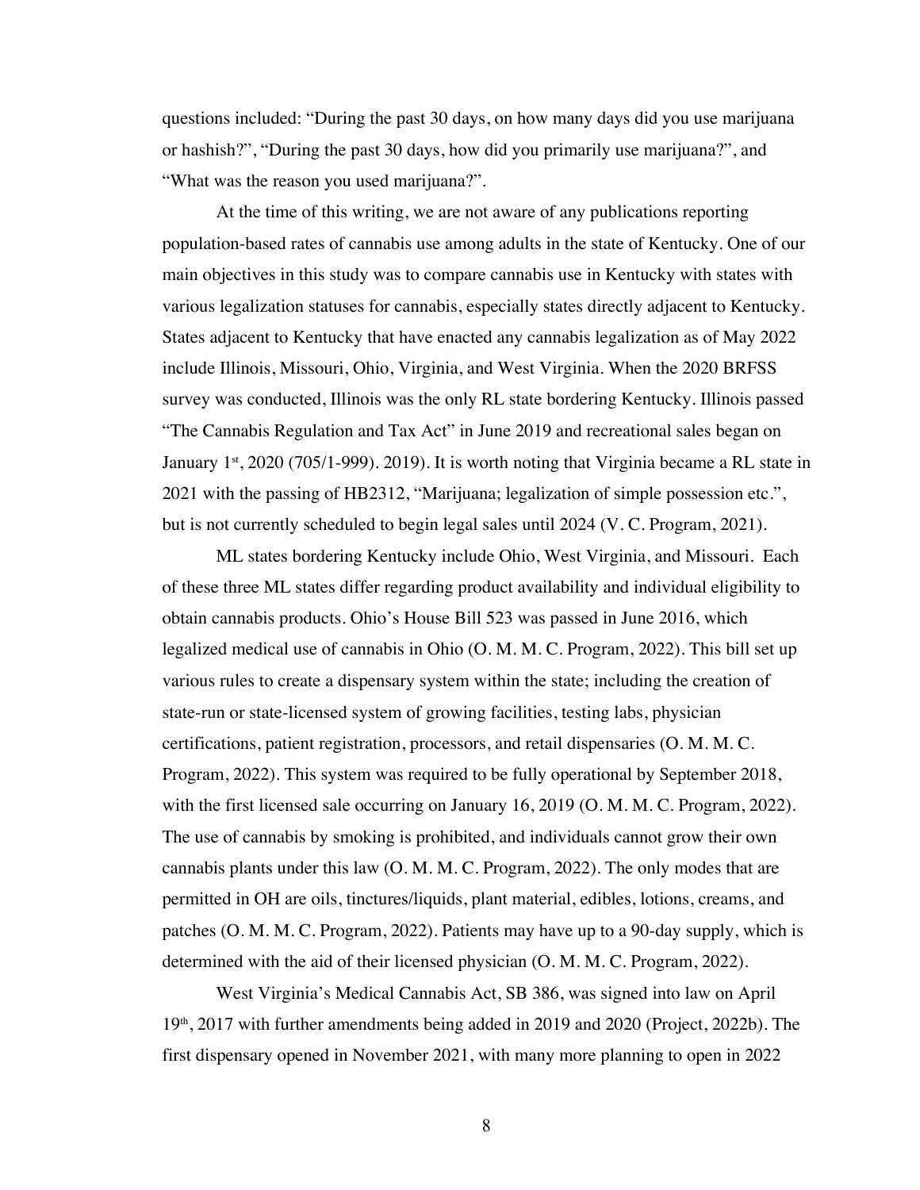questions included: "During the past 30 days, on how many days did you use marijuana or hashish?", "During the past 30 days, how did you primarily use marijuana?", and "What was the reason you used marijuana?".

At the time of this writing, we are not aware of any publications reporting population-based rates of cannabis use among adults in the state of Kentucky. One of our main objectives in this study was to compare cannabis use in Kentucky with states with various legalization statuses for cannabis, especially states directly adjacent to Kentucky. States adjacent to Kentucky that have enacted any cannabis legalization as of May 2022 include Illinois, Missouri, Ohio, Virginia, and West Virginia. When the 2020 BRFSS survey was conducted, Illinois was the only RL state bordering Kentucky. Illinois passed "The Cannabis Regulation and Tax Act" in June 2019 and recreational sales began on January 1st, 2020 (705/1-999). 2019). It is worth noting that Virginia became a RL state in 2021 with the passing of HB2312, "Marijuana; legalization of simple possession etc.", but is not currently scheduled to begin legal sales until 2024 (V. C. Program, 2021).

ML states bordering Kentucky include Ohio, West Virginia, and Missouri. Each of these three ML states differ regarding product availability and individual eligibility to obtain cannabis products. Ohio's House Bill 523 was passed in June 2016, which legalized medical use of cannabis in Ohio (O. M. M. C. Program, 2022). This bill set up various rules to create a dispensary system within the state; including the creation of state-run or state-licensed system of growing facilities, testing labs, physician certifications, patient registration, processors, and retail dispensaries (O. M. M. C. Program, 2022). This system was required to be fully operational by September 2018, with the first licensed sale occurring on January 16, 2019 (O. M. M. C. Program, 2022). The use of cannabis by smoking is prohibited, and individuals cannot grow their own cannabis plants under this law (O. M. M. C. Program, 2022). The only modes that are permitted in OH are oils, tinctures/liquids, plant material, edibles, lotions, creams, and patches (O. M. M. C. Program, 2022). Patients may have up to a 90-day supply, which is determined with the aid of their licensed physician (O. M. M. C. Program, 2022).

West Virginia's Medical Cannabis Act, SB 386, was signed into law on April 19th, 2017 with further amendments being added in 2019 and 2020 (Project, 2022b). The first dispensary opened in November 2021, with many more planning to open in 2022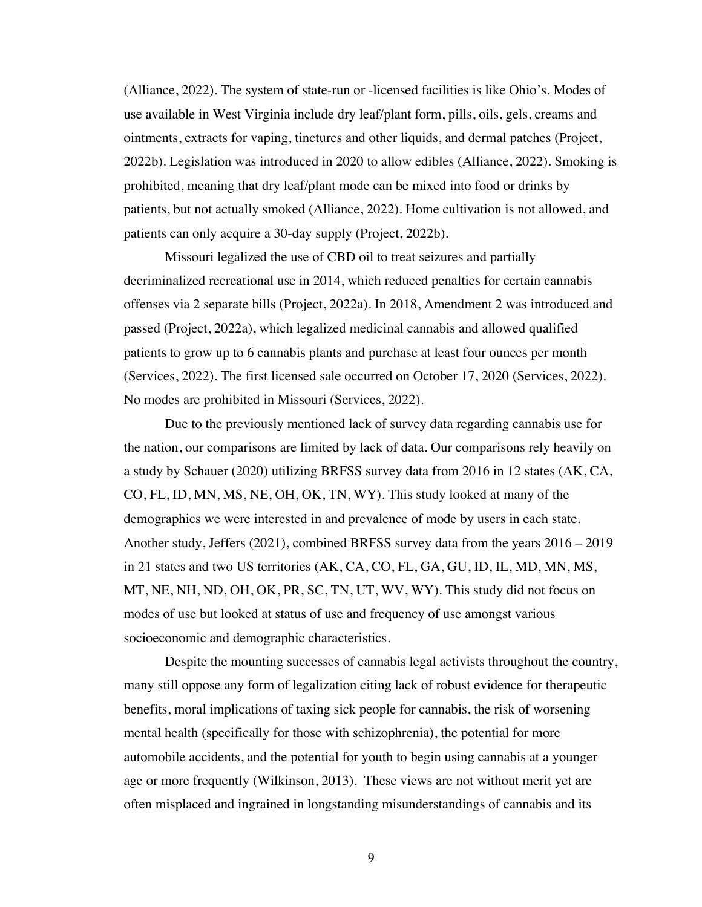(Alliance, 2022). The system of state-run or -licensed facilities is like Ohio's. Modes of use available in West Virginia include dry leaf/plant form, pills, oils, gels, creams and ointments, extracts for vaping, tinctures and other liquids, and dermal patches (Project, 2022b). Legislation was introduced in 2020 to allow edibles (Alliance, 2022). Smoking is prohibited, meaning that dry leaf/plant mode can be mixed into food or drinks by patients, but not actually smoked (Alliance, 2022). Home cultivation is not allowed, and patients can only acquire a 30-day supply (Project, 2022b).

Missouri legalized the use of CBD oil to treat seizures and partially decriminalized recreational use in 2014, which reduced penalties for certain cannabis offenses via 2 separate bills (Project, 2022a). In 2018, Amendment 2 was introduced and passed (Project, 2022a), which legalized medicinal cannabis and allowed qualified patients to grow up to 6 cannabis plants and purchase at least four ounces per month (Services, 2022). The first licensed sale occurred on October 17, 2020 (Services, 2022). No modes are prohibited in Missouri (Services, 2022).

Due to the previously mentioned lack of survey data regarding cannabis use for the nation, our comparisons are limited by lack of data. Our comparisons rely heavily on a study by Schauer (2020) utilizing BRFSS survey data from 2016 in 12 states (AK, CA, CO, FL, ID, MN, MS, NE, OH, OK, TN, WY). This study looked at many of the demographics we were interested in and prevalence of mode by users in each state. Another study, Jeffers (2021), combined BRFSS survey data from the years 2016 – 2019 in 21 states and two US territories (AK, CA, CO, FL, GA, GU, ID, IL, MD, MN, MS, MT, NE, NH, ND, OH, OK, PR, SC, TN, UT, WV, WY). This study did not focus on modes of use but looked at status of use and frequency of use amongst various socioeconomic and demographic characteristics.

Despite the mounting successes of cannabis legal activists throughout the country, many still oppose any form of legalization citing lack of robust evidence for therapeutic benefits, moral implications of taxing sick people for cannabis, the risk of worsening mental health (specifically for those with schizophrenia), the potential for more automobile accidents, and the potential for youth to begin using cannabis at a younger age or more frequently (Wilkinson, 2013). These views are not without merit yet are often misplaced and ingrained in longstanding misunderstandings of cannabis and its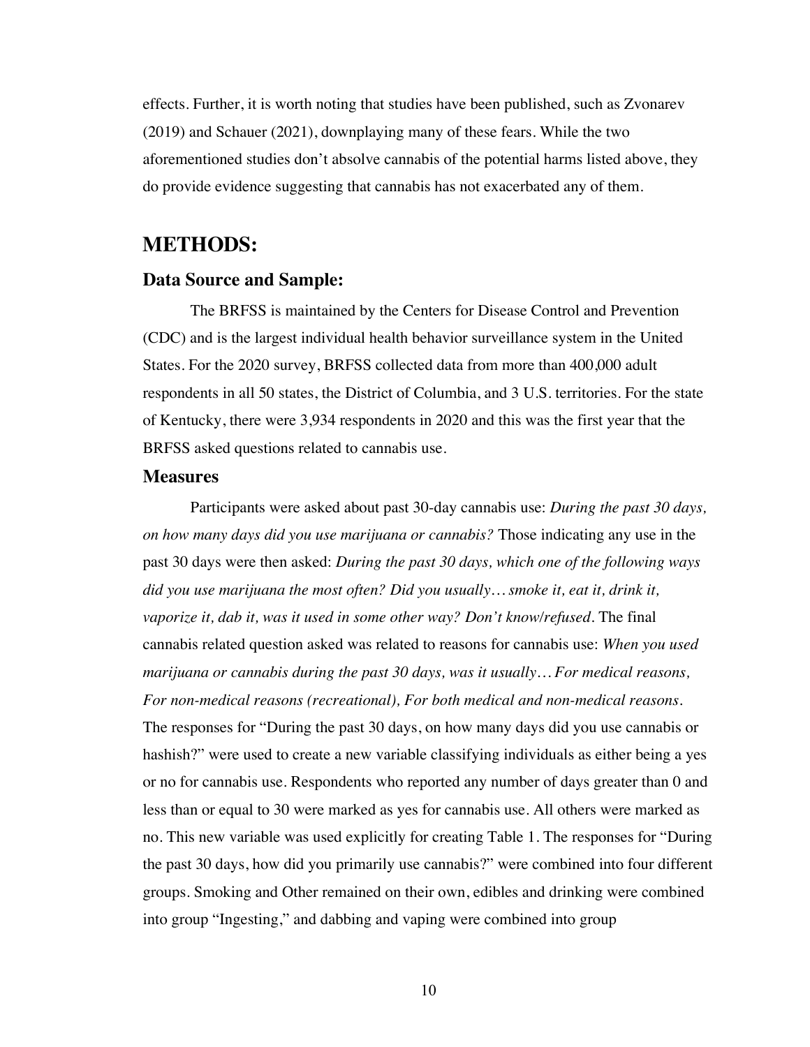effects. Further, it is worth noting that studies have been published, such as Zvonarev (2019) and Schauer (2021), downplaying many of these fears. While the two aforementioned studies don't absolve cannabis of the potential harms listed above, they do provide evidence suggesting that cannabis has not exacerbated any of them.

# METHODS:

## Data Source and Sample:

The BRFSS is maintained by the Centers for Disease Control and Prevention (CDC) and is the largest individual health behavior surveillance system in the United States. For the 2020 survey, BRFSS collected data from more than 400,000 adult respondents in all 50 states, the District of Columbia, and 3 U.S. territories. For the state of Kentucky, there were 3,934 respondents in 2020 and this was the first year that the BRFSS asked questions related to cannabis use.

### Measures

Participants were asked about past 30-day cannabis use: *During the past 30 days, on how many days did you use marijuana or cannabis?* Those indicating any use in the past 30 days were then asked: *During the past 30 days, which one of the following ways did you use marijuana the most often? Did you usually… smoke it, eat it, drink it, vaporize it, dab it, was it used in some other way? Don't know/refused*. The final cannabis related question asked was related to reasons for cannabis use: *When you used marijuana or cannabis during the past 30 days, was it usually… For medical reasons, For non-medical reasons (recreational), For both medical and non-medical reasons*. The responses for "During the past 30 days, on how many days did you use cannabis or hashish?" were used to create a new variable classifying individuals as either being a yes or no for cannabis use. Respondents who reported any number of days greater than 0 and less than or equal to 30 were marked as yes for cannabis use. All others were marked as no. This new variable was used explicitly for creating Table 1. The responses for "During the past 30 days, how did you primarily use cannabis?" were combined into four different groups. Smoking and Other remained on their own, edibles and drinking were combined into group "Ingesting," and dabbing and vaping were combined into group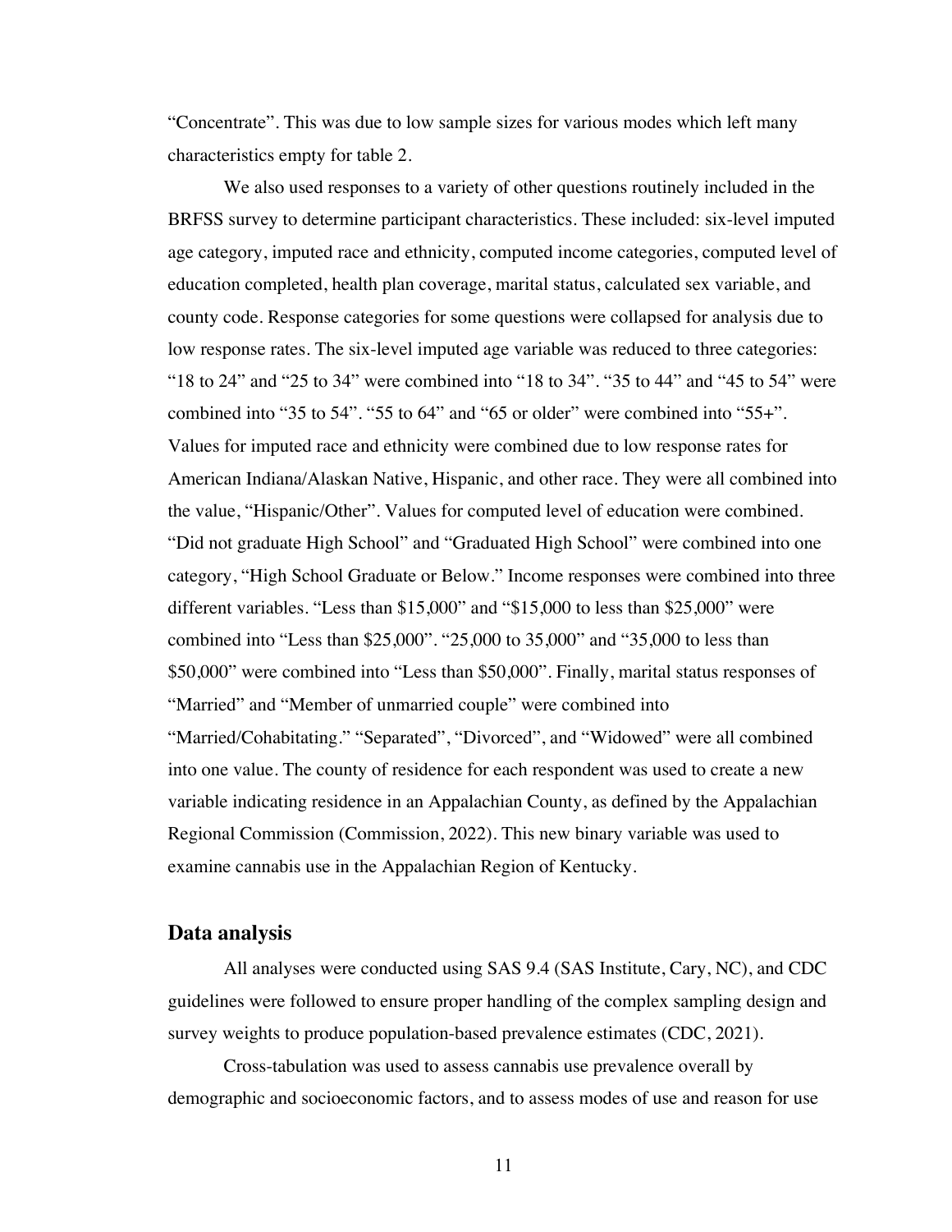“Concentrate”. This was due to low sample sizes for various modes which left many characteristics empty for table 2.

We also used responses to a variety of other questions routinely included in the BRFSS survey to determine participant characteristics. These included: six-level imputed age category, imputed race and ethnicity, computed income categories, computed level of education completed, health plan coverage, marital status, calculated sex variable, and county code. Response categories for some questions were collapsed for analysis due to low response rates. The six-level imputed age variable was reduced to three categories: “18 to 24” and “25 to 34” were combined into “18 to 34”. “35 to 44” and “45 to 54” were combined into “35 to 54”. “55 to 64” and “65 or older” were combined into “55+”. Values for imputed race and ethnicity were combined due to low response rates for American Indiana/Alaskan Native, Hispanic, and other race. They were all combined into the value, “Hispanic/Other”. Values for computed level of education were combined. “Did not graduate High School” and “Graduated High School” were combined into one category, “High School Graduate or Below.” Income responses were combined into three different variables. “Less than $15,000” and “$15,000 to less than $25,000” were combined into “Less than $25,000”. “25,000 to 35,000” and “35,000 to less than $50,000” were combined into “Less than $50,000”. Finally, marital status responses of “Married” and “Member of unmarried couple” were combined into “Married/Cohabitating.” “Separated”, “Divorced”, and “Widowed” were all combined into one value. The county of residence for each respondent was used to create a new variable indicating residence in an Appalachian County, as defined by the Appalachian Regional Commission (Commission, 2022). This new binary variable was used to examine cannabis use in the Appalachian Region of Kentucky.

## Data analysis

All analyses were conducted using SAS 9.4 (SAS Institute, Cary, NC), and CDC guidelines were followed to ensure proper handling of the complex sampling design and survey weights to produce population-based prevalence estimates (CDC, 2021).

Cross-tabulation was used to assess cannabis use prevalence overall by demographic and socioeconomic factors, and to assess modes of use and reason for use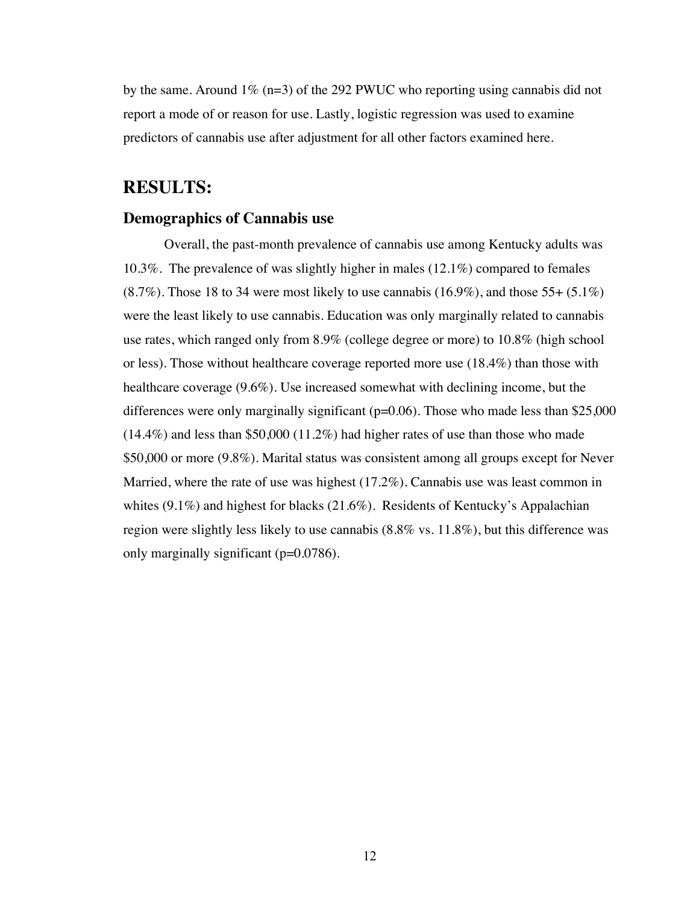by the same. Around 1% (n=3) of the 292 PWUC who reporting using cannabis did not report a mode of or reason for use. Lastly, logistic regression was used to examine predictors of cannabis use after adjustment for all other factors examined here.

# RESULTS:

## Demographics of Cannabis use

Overall, the past-month prevalence of cannabis use among Kentucky adults was 10.3%. The prevalence of was slightly higher in males (12.1%) compared to females (8.7%). Those 18 to 34 were most likely to use cannabis (16.9%), and those 55+ (5.1%) were the least likely to use cannabis. Education was only marginally related to cannabis use rates, which ranged only from 8.9% (college degree or more) to 10.8% (high school or less). Those without healthcare coverage reported more use (18.4%) than those with healthcare coverage (9.6%). Use increased somewhat with declining income, but the differences were only marginally significant (p=0.06). Those who made less than $25,000 (14.4%) and less than $50,000 (11.2%) had higher rates of use than those who made $50,000 or more (9.8%). Marital status was consistent among all groups except for Never Married, where the rate of use was highest (17.2%). Cannabis use was least common in whites (9.1%) and highest for blacks (21.6%). Residents of Kentucky's Appalachian region were slightly less likely to use cannabis (8.8% vs. 11.8%), but this difference was only marginally significant (p=0.0786).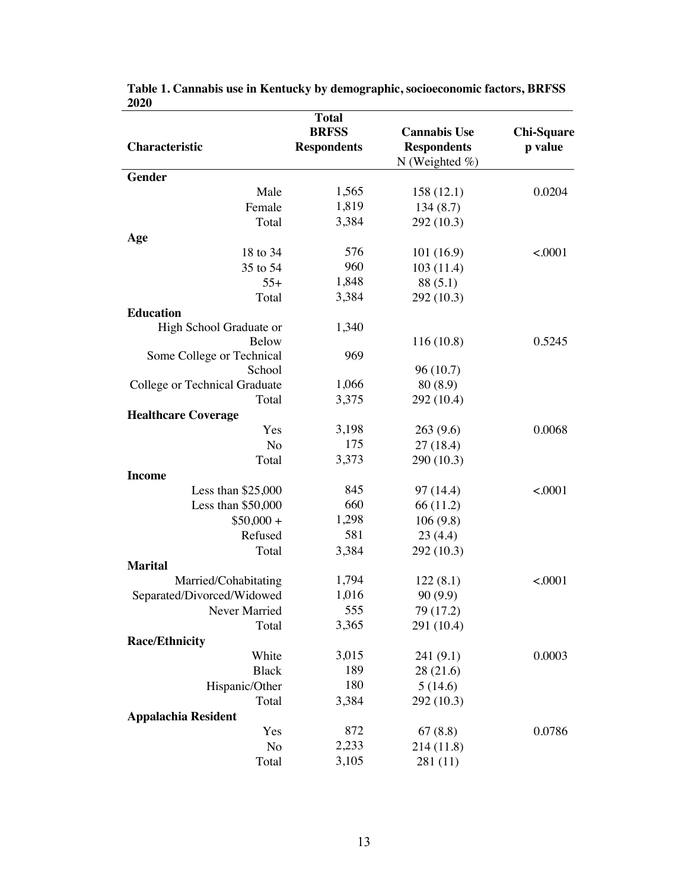**Table 1. Cannabis use in Kentucky by demographic, socioeconomic factors, BRFSS 2020**

| Characteristic | Total BRFSS Respondents | Cannabis Use Respondents N (Weighted %) | Chi-Square p value |
|---|---|---|---|
| **Gender** | | | |
| Male | 1,565 | 158 (12.1) | 0.0204 |
| Female | 1,819 | 134 (8.7) | |
| Total | 3,384 | 292 (10.3) | |
| **Age** | | | |
| 18 to 34 | 576 | 101 (16.9) | <.0001 |
| 35 to 54 | 960 | 103 (11.4) | |
| 55+ | 1,848 | 88 (5.1) | |
| Total | 3,384 | 292 (10.3) | |
| **Education** | | | |
| High School Graduate or Below | 1,340 | 116 (10.8) | 0.5245 |
| Some College or Technical School | 969 | 96 (10.7) | |
| College or Technical Graduate | 1,066 | 80 (8.9) | |
| Total | 3,375 | 292 (10.4) | |
| **Healthcare Coverage** | | | |
| Yes | 3,198 | 263 (9.6) | 0.0068 |
| No | 175 | 27 (18.4) | |
| Total | 3,373 | 290 (10.3) | |
| **Income** | | | |
| Less than $25,000 | 845 | 97 (14.4) | <.0001 |
| Less than $50,000 | 660 | 66 (11.2) | |
| $50,000 + | 1,298 | 106 (9.8) | |
| Refused | 581 | 23 (4.4) | |
| Total | 3,384 | 292 (10.3) | |
| **Marital** | | | |
| Married/Cohabitating | 1,794 | 122 (8.1) | <.0001 |
| Separated/Divorced/Widowed | 1,016 | 90 (9.9) | |
| Never Married | 555 | 79 (17.2) | |
| Total | 3,365 | 291 (10.4) | |
| **Race/Ethnicity** | | | |
| White | 3,015 | 241 (9.1) | 0.0003 |
| Black | 189 | 28 (21.6) | |
| Hispanic/Other | 180 | 5 (14.6) | |
| Total | 3,384 | 292 (10.3) | |
| **Appalachia Resident** | | | |
| Yes | 872 | 67 (8.8) | 0.0786 |
| No | 2,233 | 214 (11.8) | |
| Total | 3,105 | 281 (11) | |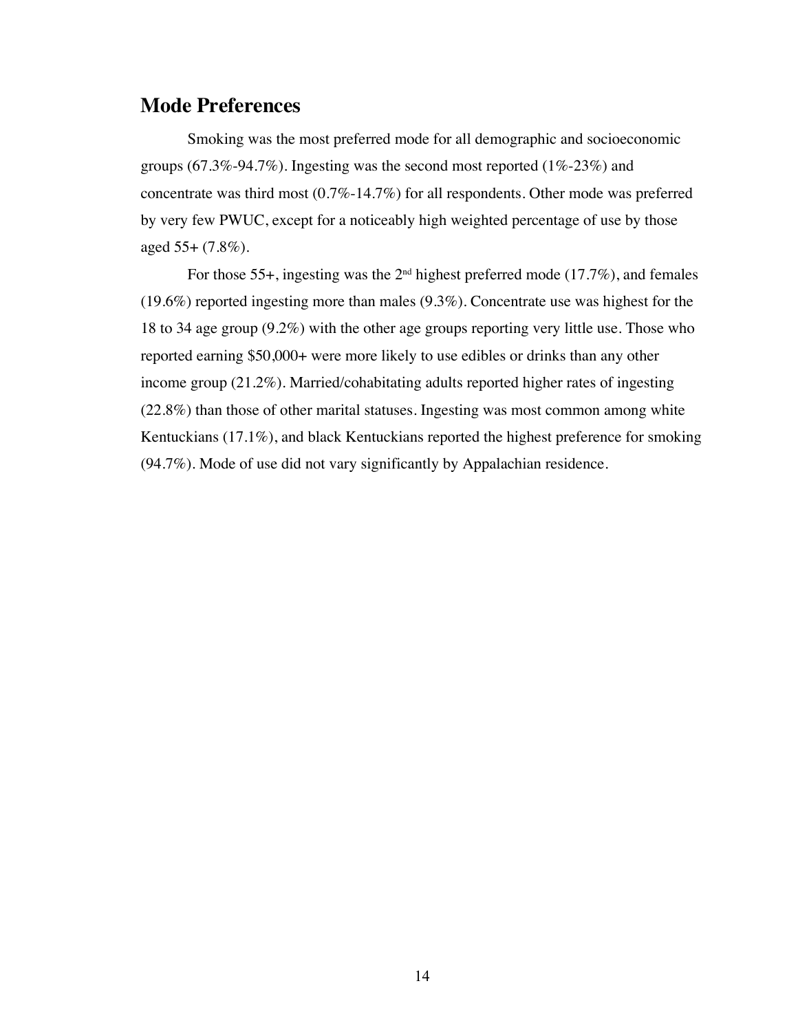## Mode Preferences

Smoking was the most preferred mode for all demographic and socioeconomic groups (67.3%-94.7%). Ingesting was the second most reported (1%-23%) and concentrate was third most (0.7%-14.7%) for all respondents. Other mode was preferred by very few PWUC, except for a noticeably high weighted percentage of use by those aged 55+ (7.8%).

For those 55+, ingesting was the 2nd highest preferred mode (17.7%), and females (19.6%) reported ingesting more than males (9.3%). Concentrate use was highest for the 18 to 34 age group (9.2%) with the other age groups reporting very little use. Those who reported earning $50,000+ were more likely to use edibles or drinks than any other income group (21.2%). Married/cohabitating adults reported higher rates of ingesting (22.8%) than those of other marital statuses. Ingesting was most common among white Kentuckians (17.1%), and black Kentuckians reported the highest preference for smoking (94.7%). Mode of use did not vary significantly by Appalachian residence.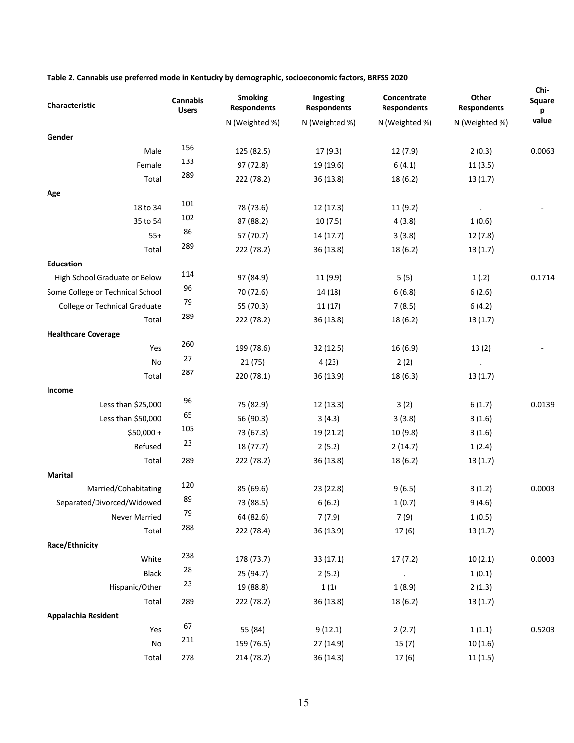**Table 2. Cannabis use preferred mode in Kentucky by demographic, socioeconomic factors, BRFSS 2020**

| Characteristic | Cannabis Users | Smoking Respondents | Ingesting Respondents | Concentrate Respondents | Other Respondents | Chi-Square p value |
|---|---|---|---|---|---|---|
| | | N (Weighted %) | N (Weighted %) | N (Weighted %) | N (Weighted %) | |
| **Gender** | | | | | | |
| Male | 156 | 125 (82.5) | 17 (9.3) | 12 (7.9) | 2 (0.3) | 0.0063 |
| Female | 133 | 97 (72.8) | 19 (19.6) | 6 (4.1) | 11 (3.5) | |
| Total | 289 | 222 (78.2) | 36 (13.8) | 18 (6.2) | 13 (1.7) | |
| **Age** | | | | | | |
| 18 to 34 | 101 | 78 (73.6) | 12 (17.3) | 11 (9.2) | . | - |
| 35 to 54 | 102 | 87 (88.2) | 10 (7.5) | 4 (3.8) | 1 (0.6) | |
| 55+ | 86 | 57 (70.7) | 14 (17.7) | 3 (3.8) | 12 (7.8) | |
| Total | 289 | 222 (78.2) | 36 (13.8) | 18 (6.2) | 13 (1.7) | |
| **Education** | | | | | | |
| High School Graduate or Below | 114 | 97 (84.9) | 11 (9.9) | 5 (5) | 1 (.2) | 0.1714 |
| Some College or Technical School | 96 | 70 (72.6) | 14 (18) | 6 (6.8) | 6 (2.6) | |
| College or Technical Graduate | 79 | 55 (70.3) | 11 (17) | 7 (8.5) | 6 (4.2) | |
| Total | 289 | 222 (78.2) | 36 (13.8) | 18 (6.2) | 13 (1.7) | |
| **Healthcare Coverage** | | | | | | |
| Yes | 260 | 199 (78.6) | 32 (12.5) | 16 (6.9) | 13 (2) | - |
| No | 27 | 21 (75) | 4 (23) | 2 (2) | . | |
| Total | 287 | 220 (78.1) | 36 (13.9) | 18 (6.3) | 13 (1.7) | |
| **Income** | | | | | | |
| Less than $25,000 | 96 | 75 (82.9) | 12 (13.3) | 3 (2) | 6 (1.7) | 0.0139 |
| Less than $50,000 | 65 | 56 (90.3) | 3 (4.3) | 3 (3.8) | 3 (1.6) | |
| $50,000 + | 105 | 73 (67.3) | 19 (21.2) | 10 (9.8) | 3 (1.6) | |
| Refused | 23 | 18 (77.7) | 2 (5.2) | 2 (14.7) | 1 (2.4) | |
| Total | 289 | 222 (78.2) | 36 (13.8) | 18 (6.2) | 13 (1.7) | |
| **Marital** | | | | | | |
| Married/Cohabitating | 120 | 85 (69.6) | 23 (22.8) | 9 (6.5) | 3 (1.2) | 0.0003 |
| Separated/Divorced/Widowed | 89 | 73 (88.5) | 6 (6.2) | 1 (0.7) | 9 (4.6) | |
| Never Married | 79 | 64 (82.6) | 7 (7.9) | 7 (9) | 1 (0.5) | |
| Total | 288 | 222 (78.4) | 36 (13.9) | 17 (6) | 13 (1.7) | |
| **Race/Ethnicity** | | | | | | |
| White | 238 | 178 (73.7) | 33 (17.1) | 17 (7.2) | 10 (2.1) | 0.0003 |
| Black | 28 | 25 (94.7) | 2 (5.2) | . | 1 (0.1) | |
| Hispanic/Other | 23 | 19 (88.8) | 1 (1) | 1 (8.9) | 2 (1.3) | |
| Total | 289 | 222 (78.2) | 36 (13.8) | 18 (6.2) | 13 (1.7) | |
| **Appalachia Resident** | | | | | | |
| Yes | 67 | 55 (84) | 9 (12.1) | 2 (2.7) | 1 (1.1) | 0.5203 |
| No | 211 | 159 (76.5) | 27 (14.9) | 15 (7) | 10 (1.6) | |
| Total | 278 | 214 (78.2) | 36 (14.3) | 17 (6) | 11 (1.5) | |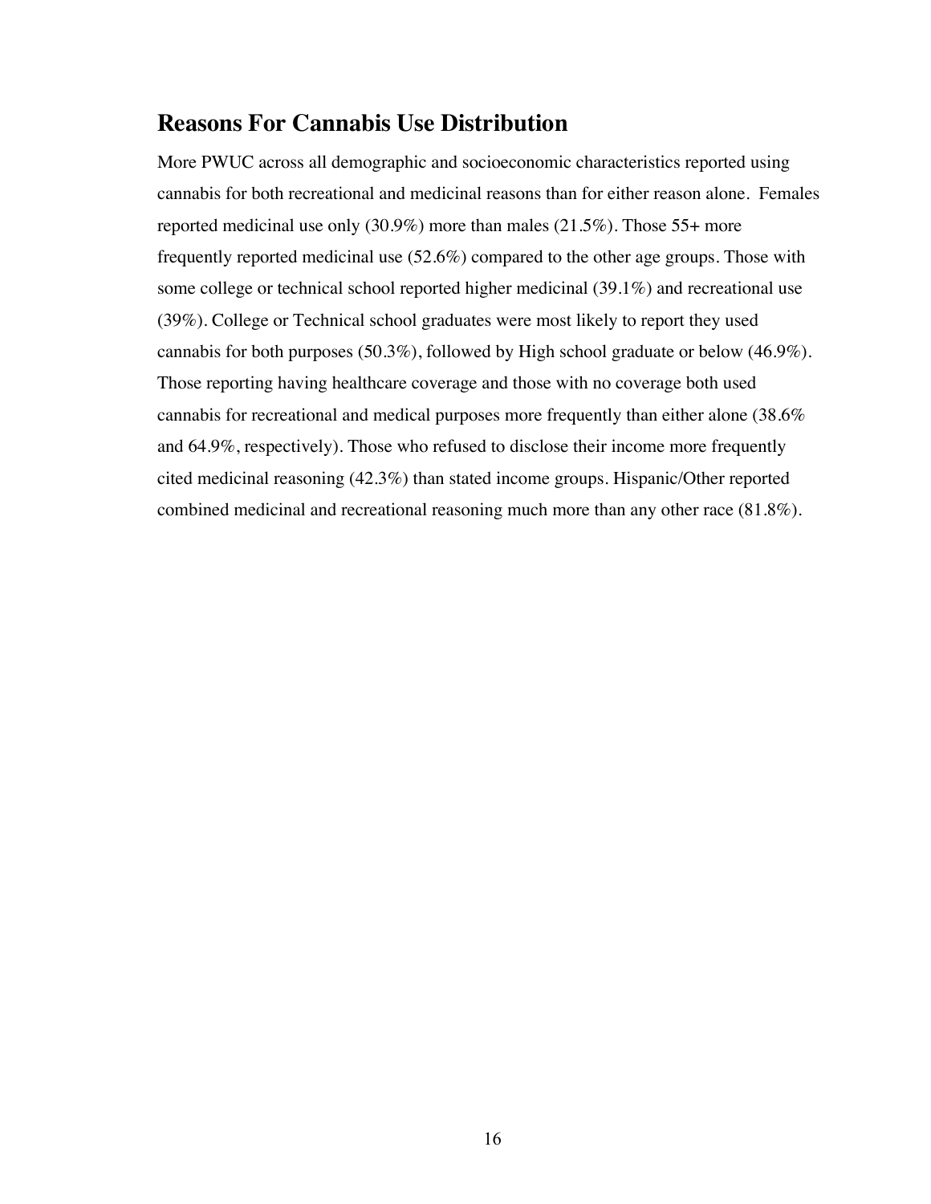## Reasons For Cannabis Use Distribution

More PWUC across all demographic and socioeconomic characteristics reported using cannabis for both recreational and medicinal reasons than for either reason alone. Females reported medicinal use only (30.9%) more than males (21.5%). Those 55+ more frequently reported medicinal use (52.6%) compared to the other age groups. Those with some college or technical school reported higher medicinal (39.1%) and recreational use (39%). College or Technical school graduates were most likely to report they used cannabis for both purposes (50.3%), followed by High school graduate or below (46.9%). Those reporting having healthcare coverage and those with no coverage both used cannabis for recreational and medical purposes more frequently than either alone (38.6% and 64.9%, respectively). Those who refused to disclose their income more frequently cited medicinal reasoning (42.3%) than stated income groups. Hispanic/Other reported combined medicinal and recreational reasoning much more than any other race (81.8%).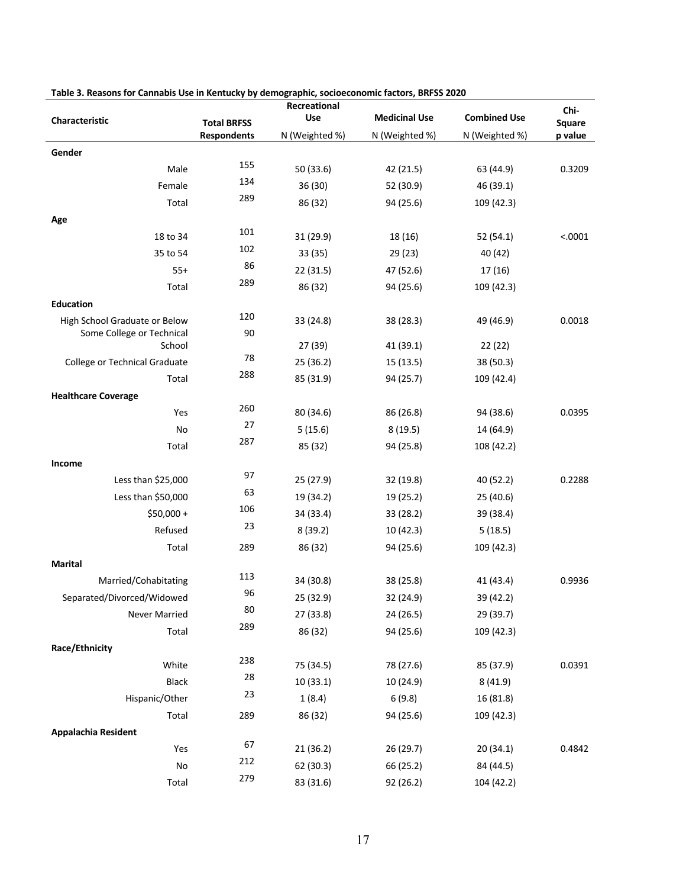**Table 3. Reasons for Cannabis Use in Kentucky by demographic, socioeconomic factors, BRFSS 2020**

| Characteristic | Total BRFSS Respondents | Recreational Use N (Weighted %) | Medicinal Use N (Weighted %) | Combined Use N (Weighted %) | Chi-Square p value |
|---|---|---|---|---|---|
| **Gender** | | | | | |
| Male | 155 | 50 (33.6) | 42 (21.5) | 63 (44.9) | 0.3209 |
| Female | 134 | 36 (30) | 52 (30.9) | 46 (39.1) | |
| Total | 289 | 86 (32) | 94 (25.6) | 109 (42.3) | |
| **Age** | | | | | |
| 18 to 34 | 101 | 31 (29.9) | 18 (16) | 52 (54.1) | <.0001 |
| 35 to 54 | 102 | 33 (35) | 29 (23) | 40 (42) | |
| 55+ | 86 | 22 (31.5) | 47 (52.6) | 17 (16) | |
| Total | 289 | 86 (32) | 94 (25.6) | 109 (42.3) | |
| **Education** | | | | | |
| High School Graduate or Below | 120 | 33 (24.8) | 38 (28.3) | 49 (46.9) | 0.0018 |
| Some College or Technical School | 90 | 27 (39) | 41 (39.1) | 22 (22) | |
| College or Technical Graduate | 78 | 25 (36.2) | 15 (13.5) | 38 (50.3) | |
| Total | 288 | 85 (31.9) | 94 (25.7) | 109 (42.4) | |
| **Healthcare Coverage** | | | | | |
| Yes | 260 | 80 (34.6) | 86 (26.8) | 94 (38.6) | 0.0395 |
| No | 27 | 5 (15.6) | 8 (19.5) | 14 (64.9) | |
| Total | 287 | 85 (32) | 94 (25.8) | 108 (42.2) | |
| **Income** | | | | | |
| Less than $25,000 | 97 | 25 (27.9) | 32 (19.8) | 40 (52.2) | 0.2288 |
| Less than $50,000 | 63 | 19 (34.2) | 19 (25.2) | 25 (40.6) | |
| $50,000 + | 106 | 34 (33.4) | 33 (28.2) | 39 (38.4) | |
| Refused | 23 | 8 (39.2) | 10 (42.3) | 5 (18.5) | |
| Total | 289 | 86 (32) | 94 (25.6) | 109 (42.3) | |
| **Marital** | | | | | |
| Married/Cohabitating | 113 | 34 (30.8) | 38 (25.8) | 41 (43.4) | 0.9936 |
| Separated/Divorced/Widowed | 96 | 25 (32.9) | 32 (24.9) | 39 (42.2) | |
| Never Married | 80 | 27 (33.8) | 24 (26.5) | 29 (39.7) | |
| Total | 289 | 86 (32) | 94 (25.6) | 109 (42.3) | |
| **Race/Ethnicity** | | | | | |
| White | 238 | 75 (34.5) | 78 (27.6) | 85 (37.9) | 0.0391 |
| Black | 28 | 10 (33.1) | 10 (24.9) | 8 (41.9) | |
| Hispanic/Other | 23 | 1 (8.4) | 6 (9.8) | 16 (81.8) | |
| Total | 289 | 86 (32) | 94 (25.6) | 109 (42.3) | |
| **Appalachia Resident** | | | | | |
| Yes | 67 | 21 (36.2) | 26 (29.7) | 20 (34.1) | 0.4842 |
| No | 212 | 62 (30.3) | 66 (25.2) | 84 (44.5) | |
| Total | 279 | 83 (31.6) | 92 (26.2) | 104 (42.2) | |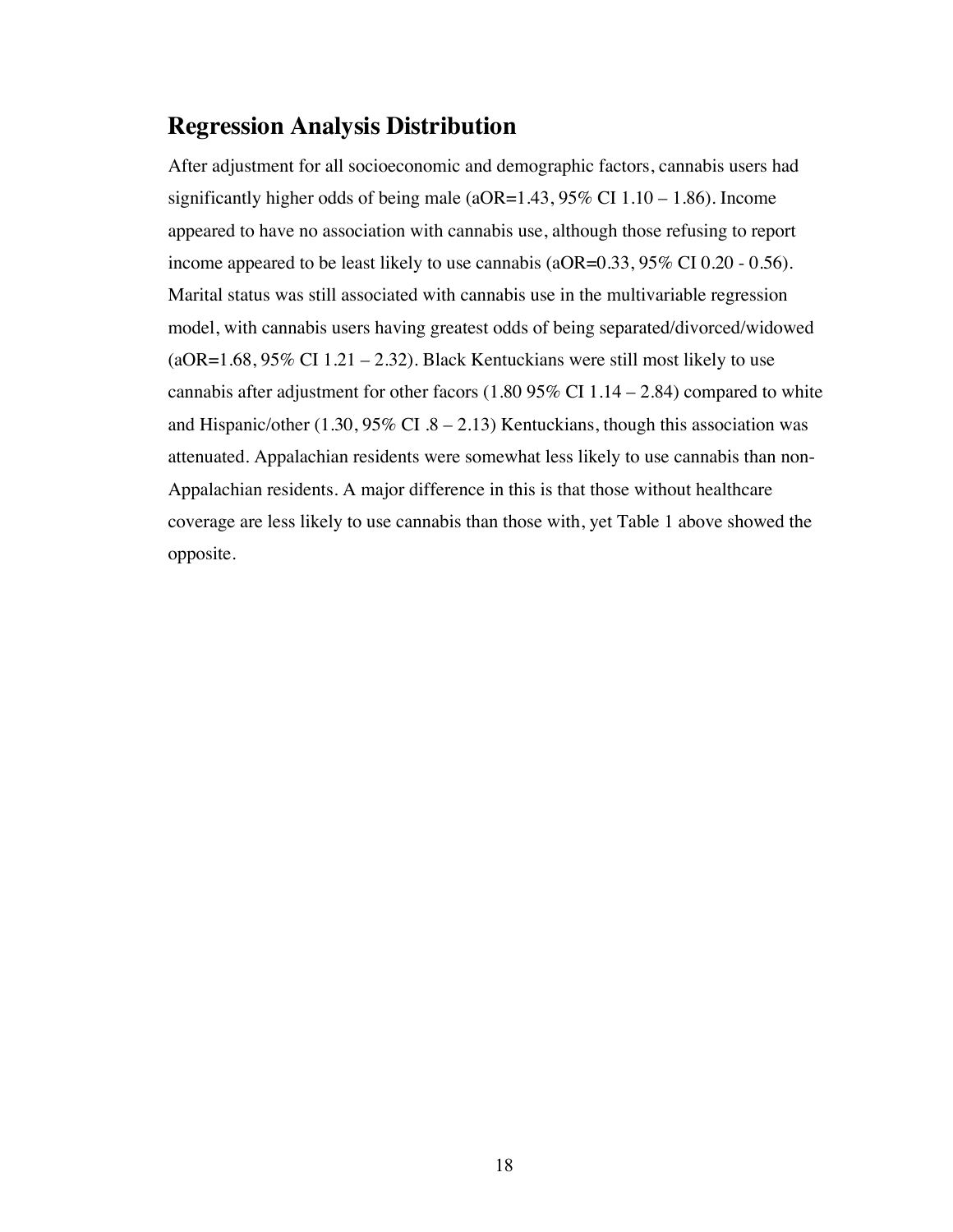## Regression Analysis Distribution

After adjustment for all socioeconomic and demographic factors, cannabis users had significantly higher odds of being male (aOR=1.43, 95% CI 1.10 – 1.86). Income appeared to have no association with cannabis use, although those refusing to report income appeared to be least likely to use cannabis (aOR=0.33, 95% CI 0.20 - 0.56). Marital status was still associated with cannabis use in the multivariable regression model, with cannabis users having greatest odds of being separated/divorced/widowed (aOR=1.68, 95% CI 1.21 – 2.32). Black Kentuckians were still most likely to use cannabis after adjustment for other facors (1.80 95% CI 1.14 – 2.84) compared to white and Hispanic/other (1.30, 95% CI .8 – 2.13) Kentuckians, though this association was attenuated. Appalachian residents were somewhat less likely to use cannabis than non-Appalachian residents. A major difference in this is that those without healthcare coverage are less likely to use cannabis than those with, yet Table 1 above showed the opposite.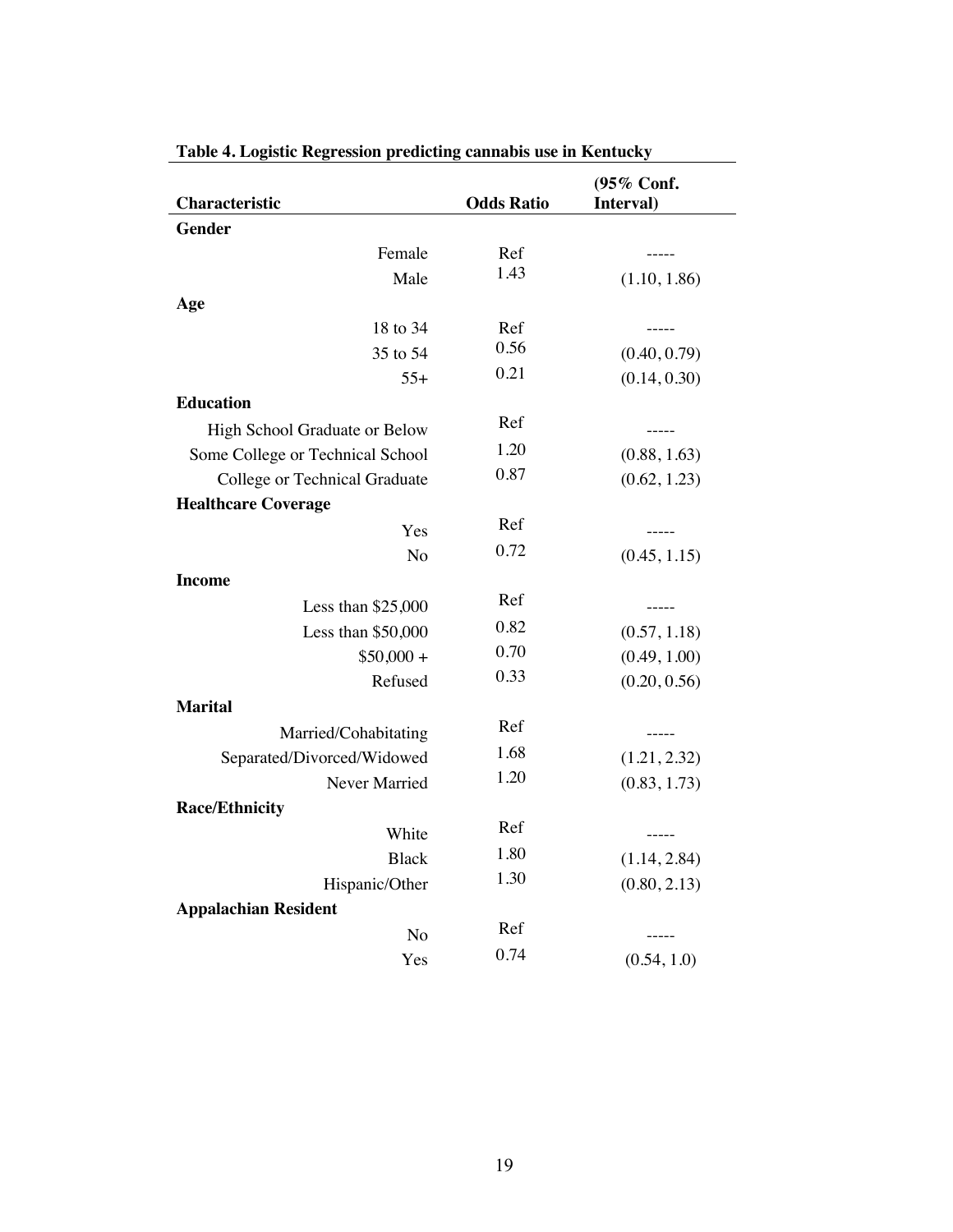**Table 4. Logistic Regression predicting cannabis use in Kentucky**

| Characteristic | Odds Ratio | (95% Conf. Interval) |
|---|---|---|
| **Gender** | | |
| Female | Ref | ----- |
| Male | 1.43 | (1.10, 1.86) |
| **Age** | | |
| 18 to 34 | Ref | ----- |
| 35 to 54 | 0.56 | (0.40, 0.79) |
| 55+ | 0.21 | (0.14, 0.30) |
| **Education** | | |
| High School Graduate or Below | Ref | ----- |
| Some College or Technical School | 1.20 | (0.88, 1.63) |
| College or Technical Graduate | 0.87 | (0.62, 1.23) |
| **Healthcare Coverage** | | |
| Yes | Ref | ----- |
| No | 0.72 | (0.45, 1.15) |
| **Income** | | |
| Less than $25,000 | Ref | ----- |
| Less than $50,000 | 0.82 | (0.57, 1.18) |
| $50,000 + | 0.70 | (0.49, 1.00) |
| Refused | 0.33 | (0.20, 0.56) |
| **Marital** | | |
| Married/Cohabitating | Ref | ----- |
| Separated/Divorced/Widowed | 1.68 | (1.21, 2.32) |
| Never Married | 1.20 | (0.83, 1.73) |
| **Race/Ethnicity** | | |
| White | Ref | ----- |
| Black | 1.80 | (1.14, 2.84) |
| Hispanic/Other | 1.30 | (0.80, 2.13) |
| **Appalachian Resident** | | |
| No | Ref | ----- |
| Yes | 0.74 | (0.54, 1.0) |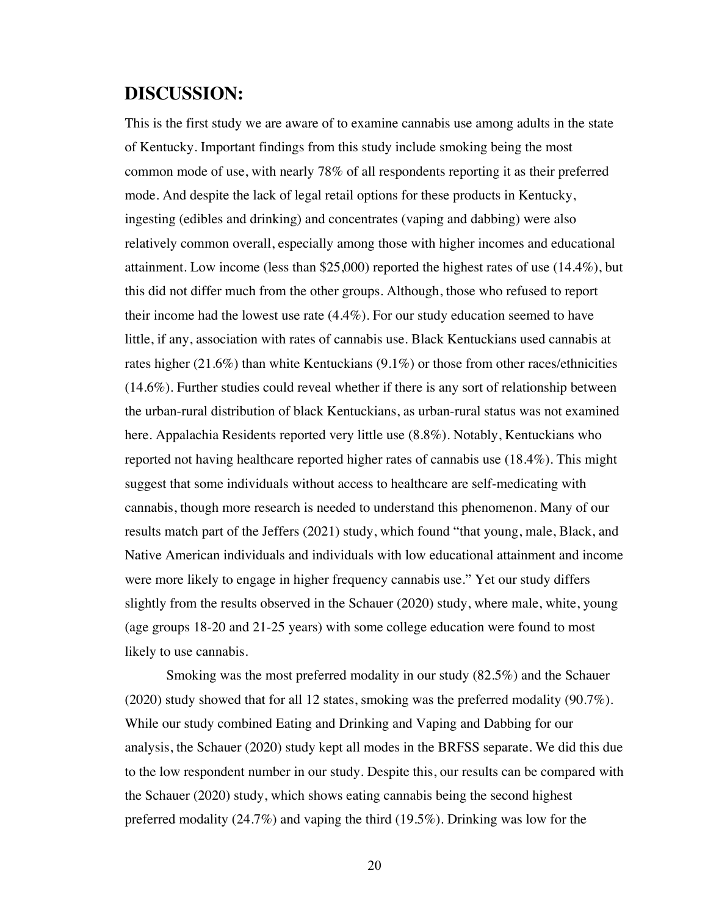## DISCUSSION:

This is the first study we are aware of to examine cannabis use among adults in the state of Kentucky. Important findings from this study include smoking being the most common mode of use, with nearly 78% of all respondents reporting it as their preferred mode. And despite the lack of legal retail options for these products in Kentucky, ingesting (edibles and drinking) and concentrates (vaping and dabbing) were also relatively common overall, especially among those with higher incomes and educational attainment. Low income (less than $25,000) reported the highest rates of use (14.4%), but this did not differ much from the other groups. Although, those who refused to report their income had the lowest use rate (4.4%). For our study education seemed to have little, if any, association with rates of cannabis use. Black Kentuckians used cannabis at rates higher (21.6%) than white Kentuckians (9.1%) or those from other races/ethnicities (14.6%). Further studies could reveal whether if there is any sort of relationship between the urban-rural distribution of black Kentuckians, as urban-rural status was not examined here. Appalachia Residents reported very little use (8.8%). Notably, Kentuckians who reported not having healthcare reported higher rates of cannabis use (18.4%). This might suggest that some individuals without access to healthcare are self-medicating with cannabis, though more research is needed to understand this phenomenon. Many of our results match part of the Jeffers (2021) study, which found "that young, male, Black, and Native American individuals and individuals with low educational attainment and income were more likely to engage in higher frequency cannabis use." Yet our study differs slightly from the results observed in the Schauer (2020) study, where male, white, young (age groups 18-20 and 21-25 years) with some college education were found to most likely to use cannabis.

Smoking was the most preferred modality in our study (82.5%) and the Schauer (2020) study showed that for all 12 states, smoking was the preferred modality (90.7%). While our study combined Eating and Drinking and Vaping and Dabbing for our analysis, the Schauer (2020) study kept all modes in the BRFSS separate. We did this due to the low respondent number in our study. Despite this, our results can be compared with the Schauer (2020) study, which shows eating cannabis being the second highest preferred modality (24.7%) and vaping the third (19.5%). Drinking was low for the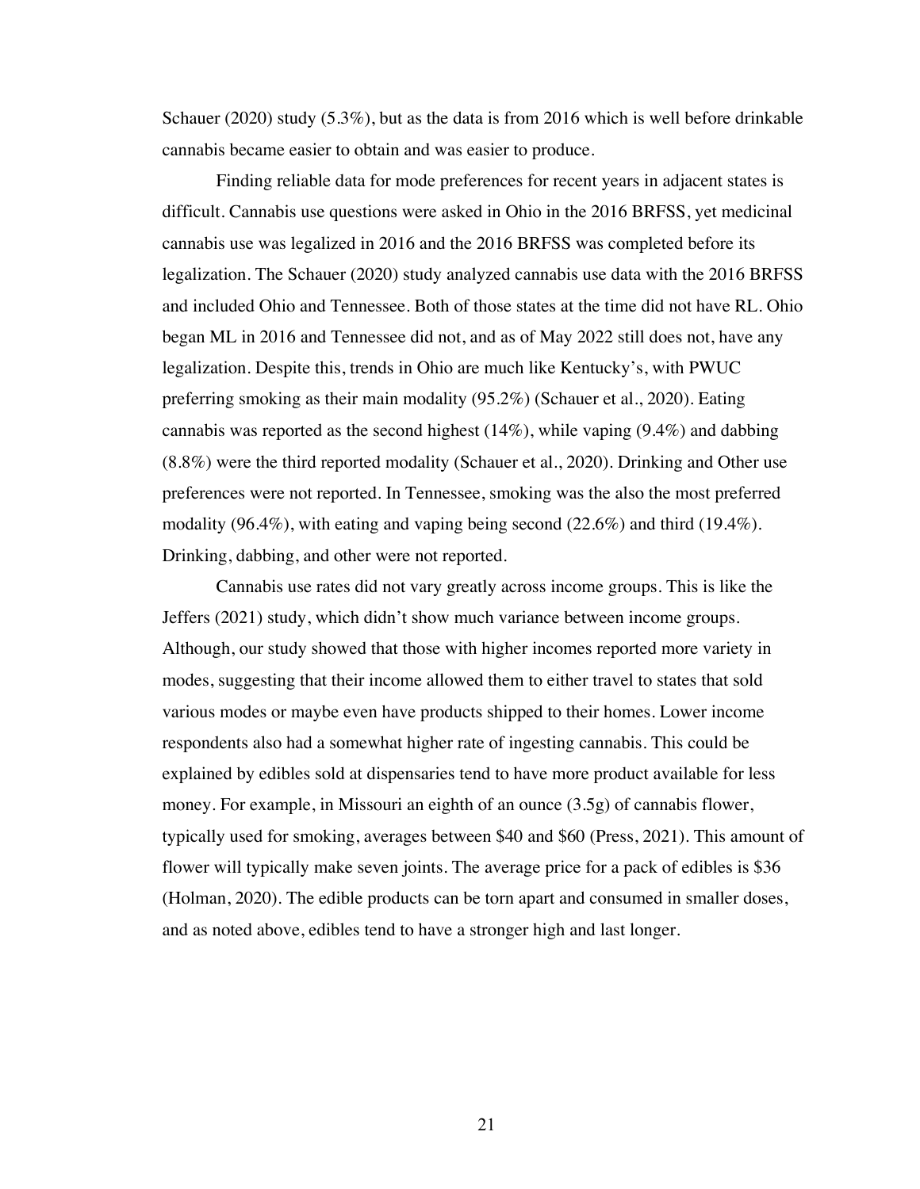Schauer (2020) study (5.3%), but as the data is from 2016 which is well before drinkable cannabis became easier to obtain and was easier to produce.

Finding reliable data for mode preferences for recent years in adjacent states is difficult. Cannabis use questions were asked in Ohio in the 2016 BRFSS, yet medicinal cannabis use was legalized in 2016 and the 2016 BRFSS was completed before its legalization. The Schauer (2020) study analyzed cannabis use data with the 2016 BRFSS and included Ohio and Tennessee. Both of those states at the time did not have RL. Ohio began ML in 2016 and Tennessee did not, and as of May 2022 still does not, have any legalization. Despite this, trends in Ohio are much like Kentucky's, with PWUC preferring smoking as their main modality (95.2%) (Schauer et al., 2020). Eating cannabis was reported as the second highest (14%), while vaping (9.4%) and dabbing (8.8%) were the third reported modality (Schauer et al., 2020). Drinking and Other use preferences were not reported. In Tennessee, smoking was the also the most preferred modality (96.4%), with eating and vaping being second (22.6%) and third (19.4%). Drinking, dabbing, and other were not reported.

Cannabis use rates did not vary greatly across income groups. This is like the Jeffers (2021) study, which didn't show much variance between income groups. Although, our study showed that those with higher incomes reported more variety in modes, suggesting that their income allowed them to either travel to states that sold various modes or maybe even have products shipped to their homes. Lower income respondents also had a somewhat higher rate of ingesting cannabis. This could be explained by edibles sold at dispensaries tend to have more product available for less money. For example, in Missouri an eighth of an ounce (3.5g) of cannabis flower, typically used for smoking, averages between $40 and $60 (Press, 2021). This amount of flower will typically make seven joints. The average price for a pack of edibles is $36 (Holman, 2020). The edible products can be torn apart and consumed in smaller doses, and as noted above, edibles tend to have a stronger high and last longer.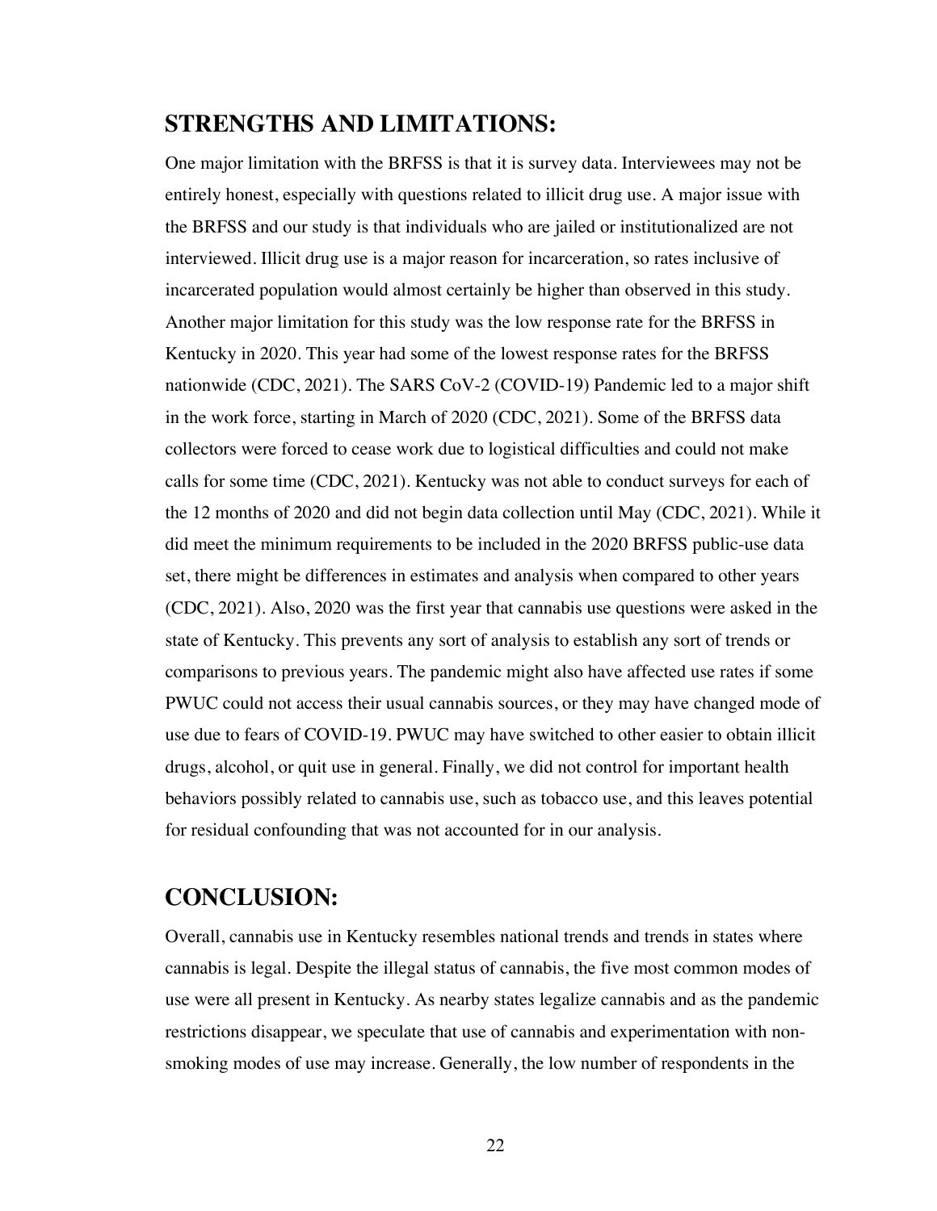## STRENGTHS AND LIMITATIONS:

One major limitation with the BRFSS is that it is survey data. Interviewees may not be entirely honest, especially with questions related to illicit drug use. A major issue with the BRFSS and our study is that individuals who are jailed or institutionalized are not interviewed. Illicit drug use is a major reason for incarceration, so rates inclusive of incarcerated population would almost certainly be higher than observed in this study. Another major limitation for this study was the low response rate for the BRFSS in Kentucky in 2020. This year had some of the lowest response rates for the BRFSS nationwide (CDC, 2021). The SARS CoV-2 (COVID-19) Pandemic led to a major shift in the work force, starting in March of 2020 (CDC, 2021). Some of the BRFSS data collectors were forced to cease work due to logistical difficulties and could not make calls for some time (CDC, 2021). Kentucky was not able to conduct surveys for each of the 12 months of 2020 and did not begin data collection until May (CDC, 2021). While it did meet the minimum requirements to be included in the 2020 BRFSS public-use data set, there might be differences in estimates and analysis when compared to other years (CDC, 2021). Also, 2020 was the first year that cannabis use questions were asked in the state of Kentucky. This prevents any sort of analysis to establish any sort of trends or comparisons to previous years. The pandemic might also have affected use rates if some PWUC could not access their usual cannabis sources, or they may have changed mode of use due to fears of COVID-19. PWUC may have switched to other easier to obtain illicit drugs, alcohol, or quit use in general. Finally, we did not control for important health behaviors possibly related to cannabis use, such as tobacco use, and this leaves potential for residual confounding that was not accounted for in our analysis.

## CONCLUSION:

Overall, cannabis use in Kentucky resembles national trends and trends in states where cannabis is legal. Despite the illegal status of cannabis, the five most common modes of use were all present in Kentucky. As nearby states legalize cannabis and as the pandemic restrictions disappear, we speculate that use of cannabis and experimentation with non-smoking modes of use may increase. Generally, the low number of respondents in the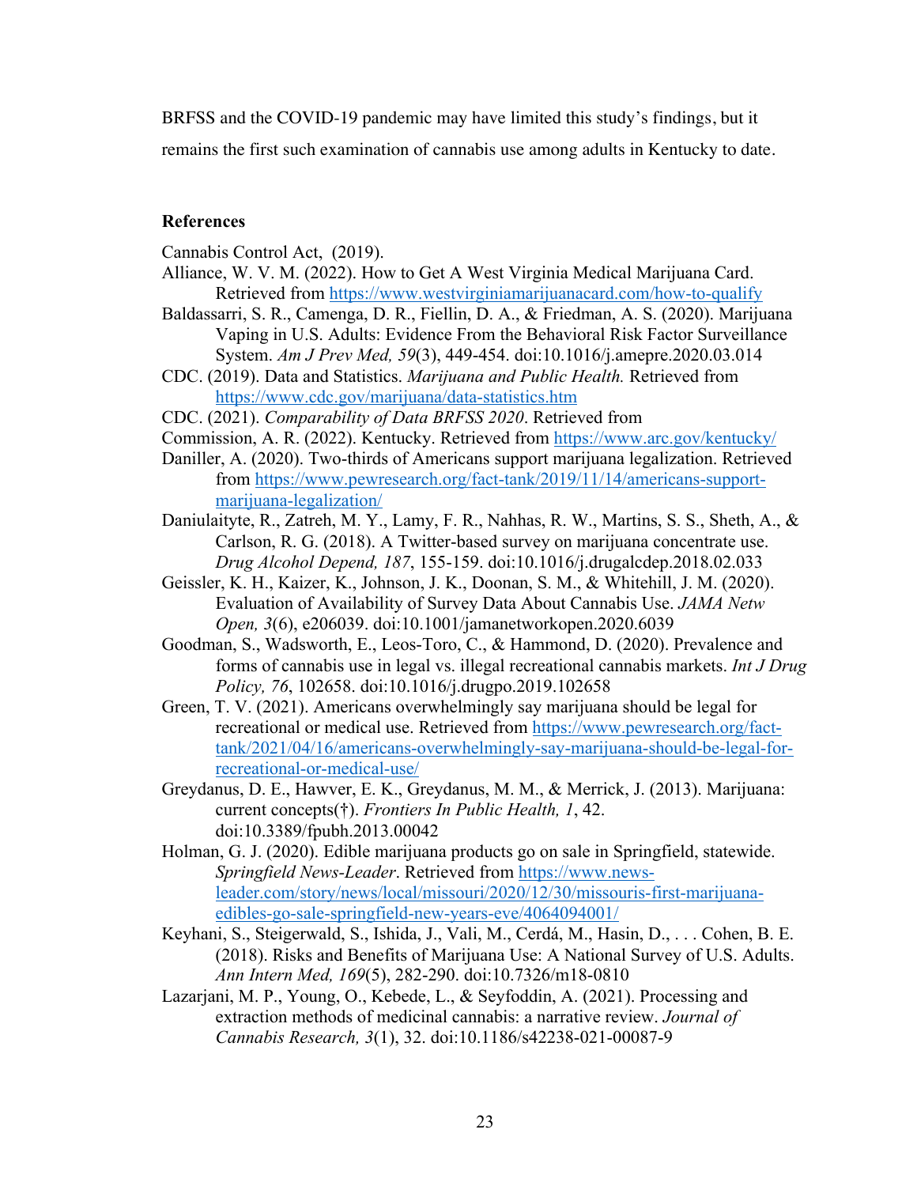BRFSS and the COVID-19 pandemic may have limited this study's findings, but it remains the first such examination of cannabis use among adults in Kentucky to date.

## References

Cannabis Control Act, (2019).

Alliance, W. V. M. (2022). How to Get A West Virginia Medical Marijuana Card. Retrieved from https://www.westvirginiamarijuanacard.com/how-to-qualify

Baldassarri, S. R., Camenga, D. R., Fiellin, D. A., & Friedman, A. S. (2020). Marijuana Vaping in U.S. Adults: Evidence From the Behavioral Risk Factor Surveillance System. *Am J Prev Med, 59*(3), 449-454. doi:10.1016/j.amepre.2020.03.014

CDC. (2019). Data and Statistics. *Marijuana and Public Health.* Retrieved from https://www.cdc.gov/marijuana/data-statistics.htm

CDC. (2021). *Comparability of Data BRFSS 2020*. Retrieved from

Commission, A. R. (2022). Kentucky. Retrieved from https://www.arc.gov/kentucky/

Daniller, A. (2020). Two-thirds of Americans support marijuana legalization. Retrieved from https://www.pewresearch.org/fact-tank/2019/11/14/americans-support-marijuana-legalization/

Daniulaityte, R., Zatreh, M. Y., Lamy, F. R., Nahhas, R. W., Martins, S. S., Sheth, A., & Carlson, R. G. (2018). A Twitter-based survey on marijuana concentrate use. *Drug Alcohol Depend, 187*, 155-159. doi:10.1016/j.drugalcdep.2018.02.033

Geissler, K. H., Kaizer, K., Johnson, J. K., Doonan, S. M., & Whitehill, J. M. (2020). Evaluation of Availability of Survey Data About Cannabis Use. *JAMA Netw Open, 3*(6), e206039. doi:10.1001/jamanetworkopen.2020.6039

Goodman, S., Wadsworth, E., Leos-Toro, C., & Hammond, D. (2020). Prevalence and forms of cannabis use in legal vs. illegal recreational cannabis markets. *Int J Drug Policy, 76*, 102658. doi:10.1016/j.drugpo.2019.102658

Green, T. V. (2021). Americans overwhelmingly say marijuana should be legal for recreational or medical use. Retrieved from https://www.pewresearch.org/fact-tank/2021/04/16/americans-overwhelmingly-say-marijuana-should-be-legal-for-recreational-or-medical-use/

Greydanus, D. E., Hawver, E. K., Greydanus, M. M., & Merrick, J. (2013). Marijuana: current concepts(†). *Frontiers In Public Health, 1*, 42. doi:10.3389/fpubh.2013.00042

Holman, G. J. (2020). Edible marijuana products go on sale in Springfield, statewide. *Springfield News-Leader*. Retrieved from https://www.news-leader.com/story/news/local/missouri/2020/12/30/missouris-first-marijuana-edibles-go-sale-springfield-new-years-eve/4064094001/

Keyhani, S., Steigerwald, S., Ishida, J., Vali, M., Cerdá, M., Hasin, D., . . . Cohen, B. E. (2018). Risks and Benefits of Marijuana Use: A National Survey of U.S. Adults. *Ann Intern Med, 169*(5), 282-290. doi:10.7326/m18-0810

Lazarjani, M. P., Young, O., Kebede, L., & Seyfoddin, A. (2021). Processing and extraction methods of medicinal cannabis: a narrative review. *Journal of Cannabis Research, 3*(1), 32. doi:10.1186/s42238-021-00087-9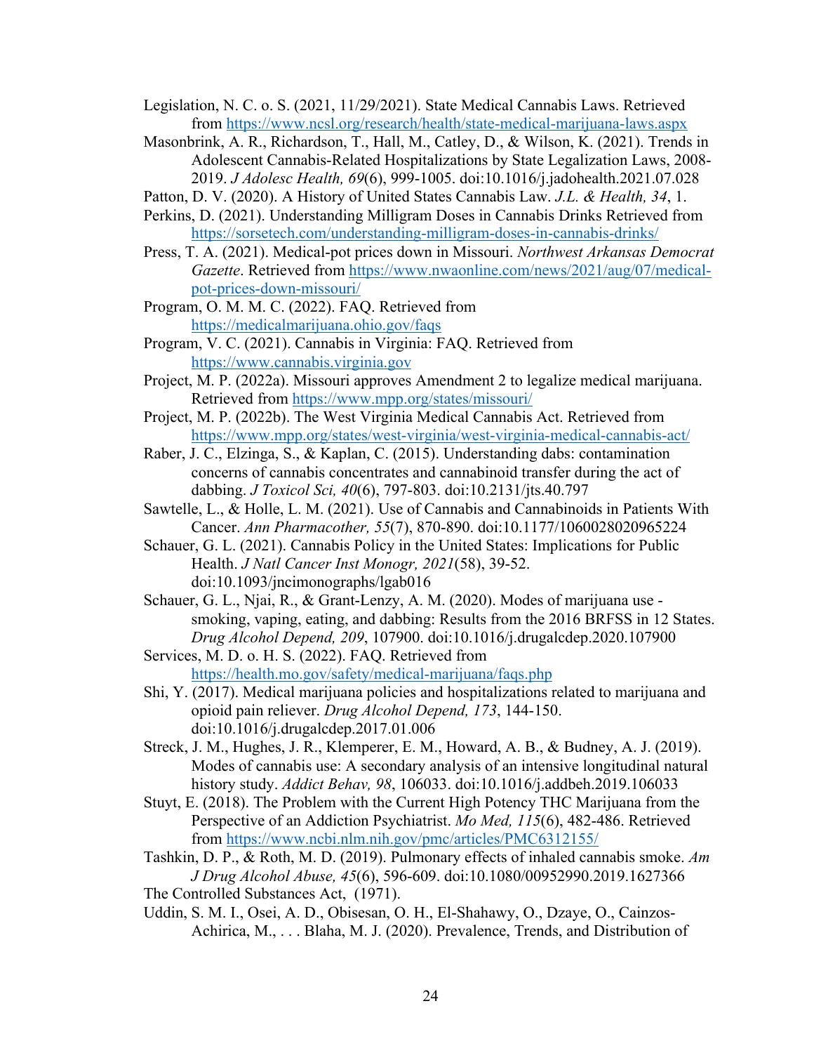Legislation, N. C. o. S. (2021, 11/29/2021). State Medical Cannabis Laws. Retrieved from https://www.ncsl.org/research/health/state-medical-marijuana-laws.aspx

Masonbrink, A. R., Richardson, T., Hall, M., Catley, D., & Wilson, K. (2021). Trends in Adolescent Cannabis-Related Hospitalizations by State Legalization Laws, 2008-2019. *J Adolesc Health, 69*(6), 999-1005. doi:10.1016/j.jadohealth.2021.07.028

Patton, D. V. (2020). A History of United States Cannabis Law. *J.L. & Health, 34*, 1.

Perkins, D. (2021). Understanding Milligram Doses in Cannabis Drinks Retrieved from https://sorsetech.com/understanding-milligram-doses-in-cannabis-drinks/

Press, T. A. (2021). Medical-pot prices down in Missouri. *Northwest Arkansas Democrat Gazette*. Retrieved from https://www.nwaonline.com/news/2021/aug/07/medical-pot-prices-down-missouri/

Program, O. M. M. C. (2022). FAQ. Retrieved from https://medicalmarijuana.ohio.gov/faqs

Program, V. C. (2021). Cannabis in Virginia: FAQ. Retrieved from https://www.cannabis.virginia.gov

Project, M. P. (2022a). Missouri approves Amendment 2 to legalize medical marijuana. Retrieved from https://www.mpp.org/states/missouri/

Project, M. P. (2022b). The West Virginia Medical Cannabis Act. Retrieved from https://www.mpp.org/states/west-virginia/west-virginia-medical-cannabis-act/

Raber, J. C., Elzinga, S., & Kaplan, C. (2015). Understanding dabs: contamination concerns of cannabis concentrates and cannabinoid transfer during the act of dabbing. *J Toxicol Sci, 40*(6), 797-803. doi:10.2131/jts.40.797

Sawtelle, L., & Holle, L. M. (2021). Use of Cannabis and Cannabinoids in Patients With Cancer. *Ann Pharmacother, 55*(7), 870-890. doi:10.1177/1060028020965224

Schauer, G. L. (2021). Cannabis Policy in the United States: Implications for Public Health. *J Natl Cancer Inst Monogr, 2021*(58), 39-52. doi:10.1093/jncimonographs/lgab016

Schauer, G. L., Njai, R., & Grant-Lenzy, A. M. (2020). Modes of marijuana use - smoking, vaping, eating, and dabbing: Results from the 2016 BRFSS in 12 States. *Drug Alcohol Depend, 209*, 107900. doi:10.1016/j.drugalcdep.2020.107900

Services, M. D. o. H. S. (2022). FAQ. Retrieved from https://health.mo.gov/safety/medical-marijuana/faqs.php

Shi, Y. (2017). Medical marijuana policies and hospitalizations related to marijuana and opioid pain reliever. *Drug Alcohol Depend, 173*, 144-150. doi:10.1016/j.drugalcdep.2017.01.006

Streck, J. M., Hughes, J. R., Klemperer, E. M., Howard, A. B., & Budney, A. J. (2019). Modes of cannabis use: A secondary analysis of an intensive longitudinal natural history study. *Addict Behav, 98*, 106033. doi:10.1016/j.addbeh.2019.106033

Stuyt, E. (2018). The Problem with the Current High Potency THC Marijuana from the Perspective of an Addiction Psychiatrist. *Mo Med, 115*(6), 482-486. Retrieved from https://www.ncbi.nlm.nih.gov/pmc/articles/PMC6312155/

Tashkin, D. P., & Roth, M. D. (2019). Pulmonary effects of inhaled cannabis smoke. *Am J Drug Alcohol Abuse, 45*(6), 596-609. doi:10.1080/00952990.2019.1627366

The Controlled Substances Act, (1971).

Uddin, S. M. I., Osei, A. D., Obisesan, O. H., El-Shahawy, O., Dzaye, O., Cainzos-Achirica, M., . . . Blaha, M. J. (2020). Prevalence, Trends, and Distribution of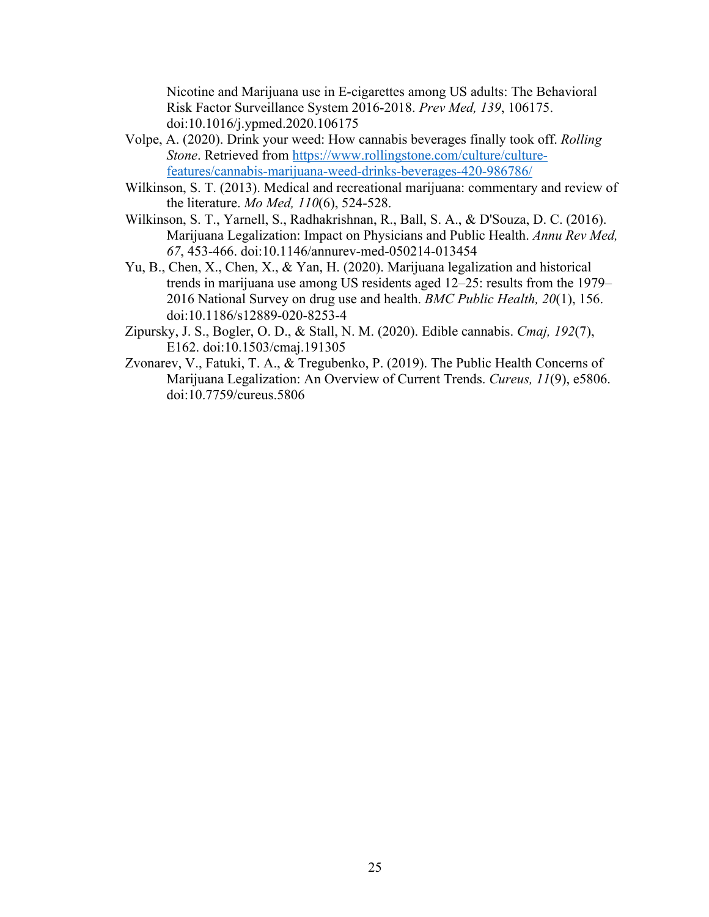Nicotine and Marijuana use in E-cigarettes among US adults: The Behavioral Risk Factor Surveillance System 2016-2018. *Prev Med, 139*, 106175. doi:10.1016/j.ypmed.2020.106175

Volpe, A. (2020). Drink your weed: How cannabis beverages finally took off. *Rolling Stone*. Retrieved from https://www.rollingstone.com/culture/culture-features/cannabis-marijuana-weed-drinks-beverages-420-986786/

Wilkinson, S. T. (2013). Medical and recreational marijuana: commentary and review of the literature. *Mo Med, 110*(6), 524-528.

Wilkinson, S. T., Yarnell, S., Radhakrishnan, R., Ball, S. A., & D'Souza, D. C. (2016). Marijuana Legalization: Impact on Physicians and Public Health. *Annu Rev Med, 67*, 453-466. doi:10.1146/annurev-med-050214-013454

Yu, B., Chen, X., Chen, X., & Yan, H. (2020). Marijuana legalization and historical trends in marijuana use among US residents aged 12–25: results from the 1979–2016 National Survey on drug use and health. *BMC Public Health, 20*(1), 156. doi:10.1186/s12889-020-8253-4

Zipursky, J. S., Bogler, O. D., & Stall, N. M. (2020). Edible cannabis. *Cmaj, 192*(7), E162. doi:10.1503/cmaj.191305

Zvonarev, V., Fatuki, T. A., & Tregubenko, P. (2019). The Public Health Concerns of Marijuana Legalization: An Overview of Current Trends. *Cureus, 11*(9), e5806. doi:10.7759/cureus.5806